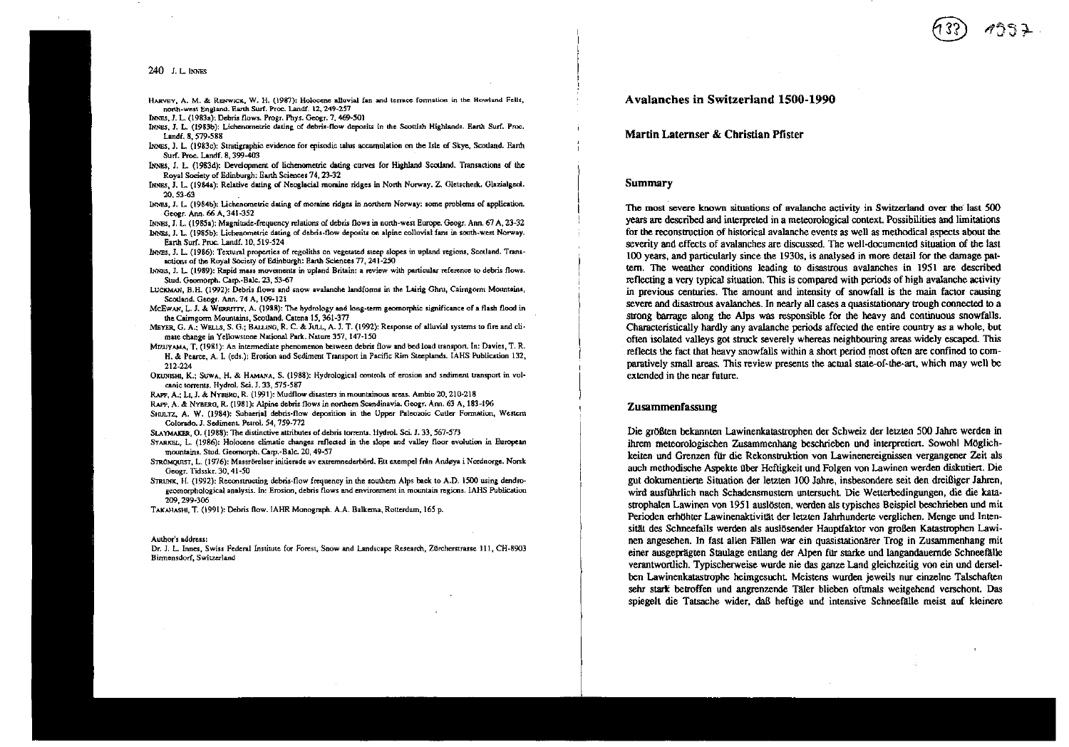Harvey, A. M. & Renwick, W. H. (1987): Holocene alluvial fan and terrace formation in the Bowland Fells, north-west England. Earth Surf. Proc. Landf. 12, 249-257

Innes, J. L. (1983a): Debris flows. Progr. Phys. Geogr. 7, 469-501

Innes, J. L. (1983b): Lichenometric dating of debris-flow deposits in the Scottish Highlands. Earth Surf. Proc. Landf. 8, 579-588

Innes, J. L. (1983c): Stratigraphic evidence for episodic talus accumulation on the Isle of Skye, Scotland. Earth Surf. Proc. Landf. 8, 399-403

Innes, J. L. (1983d): Development of lichenometric dating curves for Highland Scotland. Transactions of the Royal Society of Edinburgh: Earth Sciences 74, 23-32

Innes, J. L. (1984a): Relative dating of Neoglacial moraine ridges in North Norway. Z. Gletscherk. Glazialgeol. 20, 53-63

Innes, J. L. (1984b): Lichenometric dating of moraine ridges in northern Norway: some problems of application. Geogr. Ann. 66 A, 341-352

Innes, J. L. (1985a): Magnitude-frequency relations of debris flows in north-west Europe. Geogr. Ann. 67 A, 23-32

Innes, J. L. (1985b): Lichenometric dating of debris-flow deposits on alpine colluvial fans in south-west Norway. Earth Surf. Proc. Landf. 10, 519-524

Innes, J. L. (1986): Textural properties of regoliths on vegetated steep slopes in upland regions, Scotland. Transactions of the Royal Society of Edinburgh: Earth Sciences 77, 241-250

Innes, J. L. (1989): Rapid mass movements in upland Britain: a review with particular reference to debris flows. Stud. Geomorph. Carp.-Balc. 23, 53-67

Luckman, B.H. (1992): Debris flows and snow avalanche landforms in the Lairig Ghru, Cairngorm Mountains, Scotland. Geogr. Ann. 74 A, 109-121

McEwan, L. J. & Werritty, A. (1988): The hydrology and long-term geomorphic significance of a flash flood in the Cairngorm Mountains, Scotland. Catena 15, 361-377

Meyer, G. A.; Wells, S. G.; Balling, R. C. & Jull, A. J. T. (1992): Response of alluvial systems to fire and climate change in Yellowstone National Park. Nature 357, 147-150

Mizuyama, T. (1981): An intermediate phenomenon between debris flow and bed load transport. In: Davies, T. R. H. & Pearce, A. J. (eds.): Erosion and Sediment Transport in Pacific Rim Steeplands. IAHS Publication 132, 212-224

Okunishi, K.; Suwa, H. & Hamana, S. (1988): Hydrological controls of erosion and sediment transport in volcanic torrents. Hydrol. Sci. J. 33, 575-587

Rapp, A.; Li, J. & Nyberg, R. (1991): Mudflow disasters in mountainous areas. Ambio 20, 210-218

Rapp, A. & Nyberg, R. (1981): Alpine debris flows in northern Scandinavia. Geogr. Ann. 63 A, 183-196

Shultz, A. W. (1984): Subaerial debris-flow deposition in the Upper Paleozoic Cutler Formation, Western Colorado. J. Sediment. Petrol. 54, 759-772

Slaymaker, O. (1988): The distinctive attributes of debris torrents. Hydrol. Sci. J. 33, 567-573

Starkel, L. (1986): Holocene climatic changes reflected in the slope and valley floor evolution in European mountains. Stud. Geomorph. Carp.-Balc. 20, 49-57

Strömquist, L. (1976): Massrörelser initierade av extremnederbörd. Ett exempel från Andøya i Nordnorge. Norsk Geogr. Tidsskr. 30, 41-50

Strunk, H. (1992): Reconstructing debris-flow frequency in the southern Alps back to A.D. 1500 using dendrogeomorphological analysis. In: Erosion, debris flows and environment in mountain regions. IAHS Publication 209, 299-306

Takahashi, T. (1991): Debris flow. IAHR Monograph. A.A. Balkema, Rotterdam, 165 p.

Author's address:

Dr. J. L. Innes, Swiss Federal Institute for Forest, Snow and Landscape Research, Zürcherstrasse 111, CH-8903 Birmensdorf, Switzerland

# Avalanches in Switzerland 1500-1990

## Martin Laternser & Christian Pfister

### Summary

The most severe known situations of avalanche activity in Switzerland over the last 500 years are described and interpreted in a meteorological context. Possibilities and limitations for the reconstruction of historical avalanche events as well as methodical aspects about the severity and effects of avalanches are discussed. The well-documented situation of the last 100 years, and particularly since the 1930s, is analysed in more detail for the damage pattern. The weather conditions leading to disastrous avalanches in 1951 are described reflecting a very typical situation. This is compared with periods of high avalanche activity in previous centuries. The amount and intensity of snowfall is the main factor causing severe and disastrous avalanches. In nearly all cases a quasistationary trough connected to a strong barrage along the Alps was responsible for the heavy and continuous snowfalls. Characteristically hardly any avalanche periods affected the entire country as a whole, but often isolated valleys got struck severely whereas neighbouring areas widely escaped. This reflects the fact that heavy snowfalls within a short period most often are confined to comparatively small areas. This review presents the actual state-of-the-art, which may well be extended in the near future.

### Zusammenfassung

Die größten bekannten Lawinenkatastrophen der Schweiz der letzten 500 Jahre werden in ihrem meteorologischen Zusammenhang beschrieben und interpretiert. Sowohl Möglichkeiten und Grenzen für die Rekonstruktion von Lawinenereignissen vergangener Zeit als auch methodische Aspekte über Heftigkeit und Folgen von Lawinen werden diskutiert. Die gut dokumentierte Situation der letzten 100 Jahre, insbesondere seit den dreißiger Jahren, wird ausführlich nach Schadensmustern untersucht. Die Wetterbedingungen, die die katastrophalen Lawinen von 1951 auslösten, werden als typisches Beispiel beschrieben und mit Perioden erhöhter Lawinenaktivität der letzten Jahrhunderte verglichen. Menge und Intensität des Schneefalls werden als auslösender Hauptfaktor von großen Katastrophen Lawinen angesehen. In fast allen Fällen war ein quasistationärer Trog in Zusammenhang mit einer ausgeprägten Staulage entlang der Alpen für starke und langandauernde Schneefälle verantwortlich. Typischerweise wurde nie das ganze Land gleichzeitig von ein und derselben Lawinenkatastrophe heimgesucht. Meistens wurden jeweils nur einzelne Talschaften sehr stark betroffen und angrenzende Täler blieben oftmals weitgehend verschont. Das spiegelt die Tatsache wider, daß heftige und intensive Schneefälle meist auf kleinere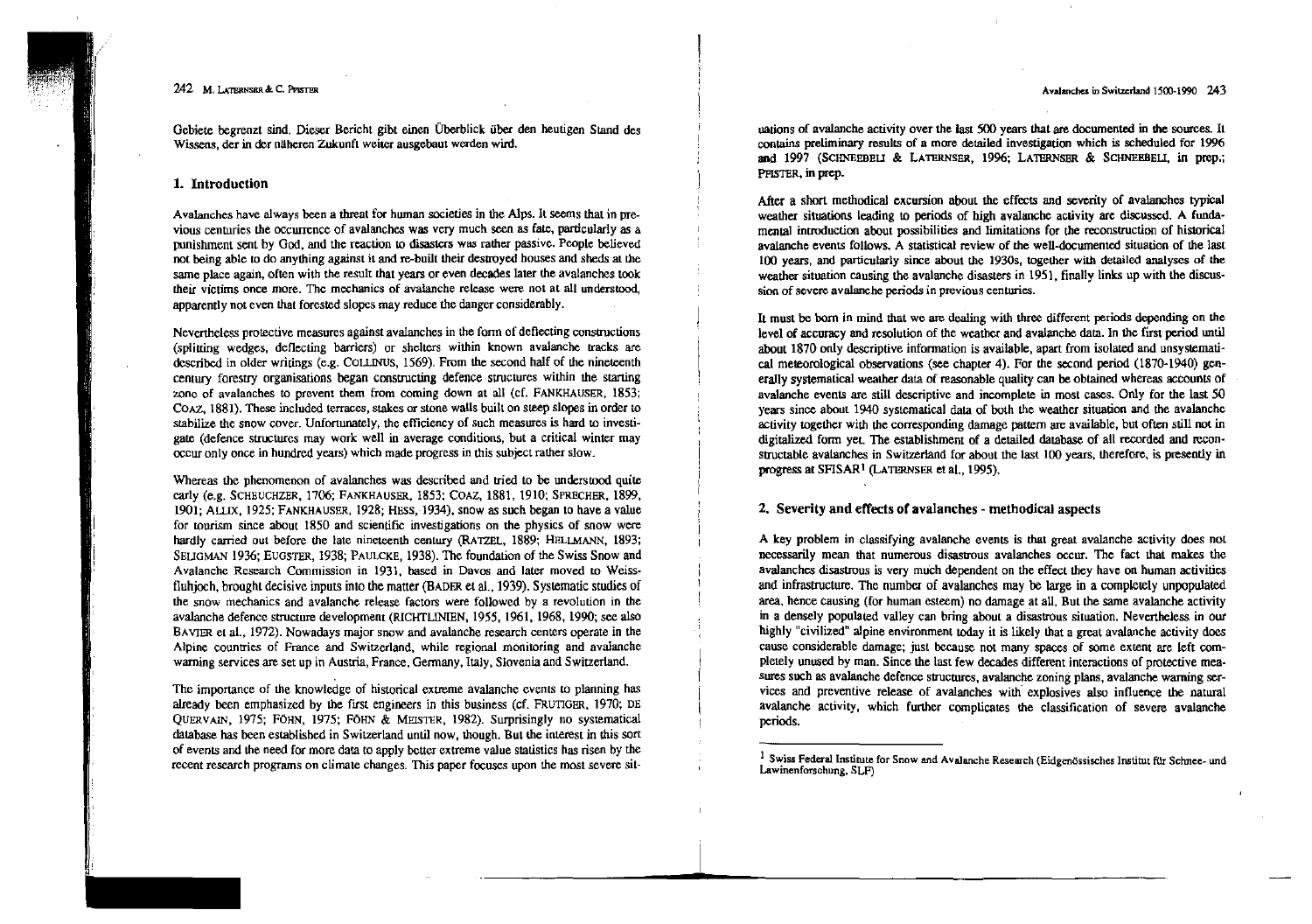Gebiete begrenzt sind. Dieser Bericht gibt einen Überblick über den heutigen Stand des Wissens, der in der näheren Zukunft weiter ausgebaut werden wird.

## 1. Introduction

Avalanches have always been a threat for human societies in the Alps. It seems that in previous centuries the occurrence of avalanches was very much seen as fate, particularly as a punishment sent by God, and the reaction to disasters was rather passive. People believed not being able to do anything against it and re-built their destroyed houses and sheds at the same place again, often with the result that years or even decades later the avalanches took their victims once more. The mechanics of avalanche release were not at all understood, apparently not even that forested slopes may reduce the danger considerably.

Nevertheless protective measures against avalanches in the form of deflecting constructions (splitting wedges, deflecting barriers) or shelters within known avalanche tracks are described in older writings (e.g. COLLINUS, 1569). From the second half of the nineteenth century forestry organisations began constructing defence structures within the starting zone of avalanches to prevent them from coming down at all (cf. FANKHAUSER, 1853; COAZ, 1881). These included terraces, stakes or stone walls built on steep slopes in order to stabilize the snow cover. Unfortunately, the efficiency of such measures is hard to investigate (defence structures may work well in average conditions, but a critical winter may occur only once in hundred years) which made progress in this subject rather slow.

Whereas the phenomenon of avalanches was described and tried to be understood quite early (e.g. SCHEUCHZER, 1706; FANKHAUSER, 1853; COAZ, 1881, 1910; SPRECHER, 1899, 1901; ALLIX, 1925; FANKHAUSER, 1928; HESS, 1934), snow as such began to have a value for tourism since about 1850 and scientific investigations on the physics of snow were hardly carried out before the late nineteenth century (RATZEL, 1889; HELLMANN, 1893; SELIGMAN 1936; EUGSTER, 1938; PAULCKE, 1938). The foundation of the Swiss Snow and Avalanche Research Commission in 1931, based in Davos and later moved to Weissfluhjoch, brought decisive inputs into the matter (BADER et al., 1939). Systematic studies of the snow mechanics and avalanche release factors were followed by a revolution in the avalanche defence structure development (RICHTLINIEN, 1955, 1961, 1968, 1990; see also BAVIER et al., 1972). Nowadays major snow and avalanche research centers operate in the Alpine countries of France and Switzerland, while regional monitoring and avalanche warning services are set up in Austria, France, Germany, Italy, Slovenia and Switzerland.

The importance of the knowledge of historical extreme avalanche events to planning has already been emphasized by the first engineers in this business (cf. FRUTIGER, 1970; DE QUERVAIN, 1975; FÖHN, 1975; FÖHN & MEISTER, 1982). Surprisingly no systematical database has been established in Switzerland until now, though. But the interest in this sort of events and the need for more data to apply better extreme value statistics has risen by the recent research programs on climate changes. This paper focuses upon the most severe situations of avalanche activity over the last 500 years that are documented in the sources. It contains preliminary results of a more detailed investigation which is scheduled for 1996 and 1997 (SCHNEEBELI & LATERNSER, 1996; LATERNSER & SCHNEEBELI, in prep.; PFISTER, in prep.

After a short methodical excursion about the effects and severity of avalanches typical weather situations leading to periods of high avalanche activity are discussed. A fundamental introduction about possibilities and limitations for the reconstruction of historical avalanche events follows. A statistical review of the well-documented situation of the last 100 years, and particularly since about the 1930s, together with detailed analyses of the weather situation causing the avalanche disasters in 1951, finally links up with the discussion of severe avalanche periods in previous centuries.

It must be born in mind that we are dealing with three different periods depending on the level of accuracy and resolution of the weather and avalanche data. In the first period until about 1870 only descriptive information is available, apart from isolated and unsystematical meteorological observations (see chapter 4). For the second period (1870-1940) generally systematical weather data of reasonable quality can be obtained whereas accounts of avalanche events are still descriptive and incomplete in most cases. Only for the last 50 years since about 1940 systematical data of both the weather situation and the avalanche activity together with the corresponding damage pattern are available, but often still not in digitalized form yet. The establishment of a detailed database of all recorded and reconstructable avalanches in Switzerland for about the last 100 years, therefore, is presently in progress at SFISAR[1] (LATERNSER et al., 1995).

## 2. Severity and effects of avalanches - methodical aspects

A key problem in classifying avalanche events is that great avalanche activity does not necessarily mean that numerous disastrous avalanches occur. The fact that makes the avalanches disastrous is very much dependent on the effect they have on human activities and infrastructure. The number of avalanches may be large in a completely unpopulated area, hence causing (for human esteem) no damage at all. But the same avalanche activity in a densely populated valley can bring about a disastrous situation. Nevertheless in our highly "civilized" alpine environment today it is likely that a great avalanche activity does cause considerable damage; just because not many spaces of some extent are left completely unused by man. Since the last few decades different interactions of protective measures such as avalanche defence structures, avalanche zoning plans, avalanche warning services and preventive release of avalanches with explosives also influence the natural avalanche activity, which further complicates the classification of severe avalanche periods.

[1] Swiss Federal Institute for Snow and Avalanche Research (Eidgenössisches Institut für Schnee- und Lawinenforschung, SLF)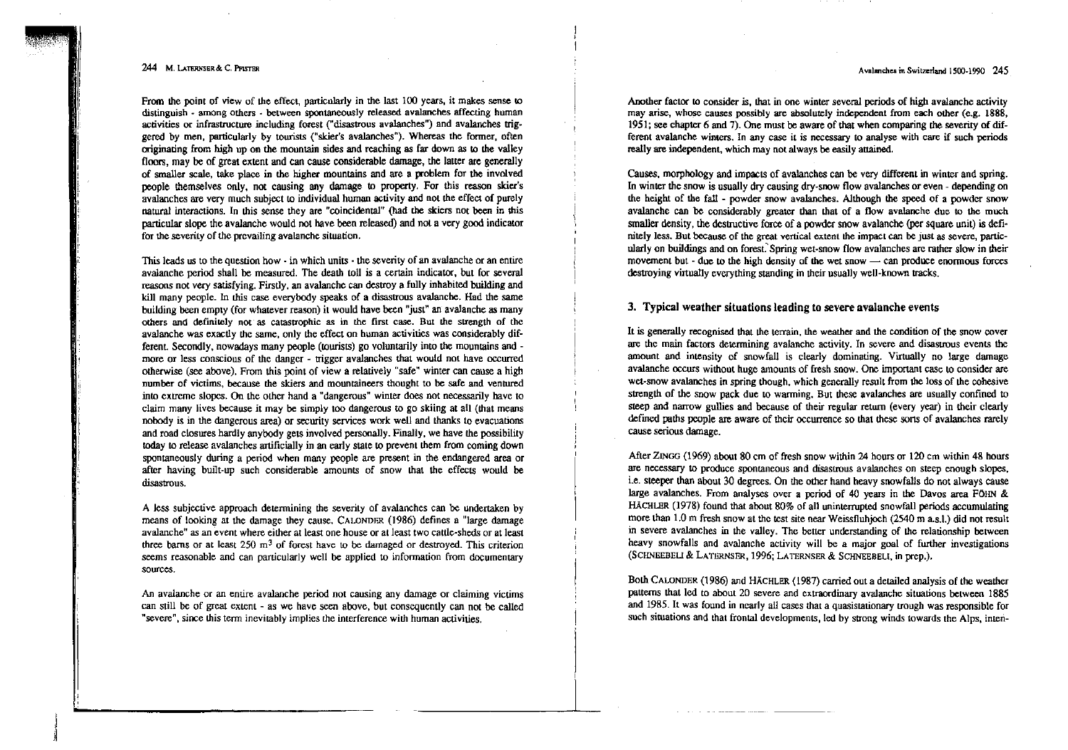From the point of view of the effect, particularly in the last 100 years, it makes sense to distinguish - among others - between spontaneously released avalanches affecting human activities or infrastructure including forest ("disastrous avalanches") and avalanches triggered by men, particularly by tourists ("skier's avalanches"). Whereas the former, often originating from high up on the mountain sides and reaching as far down as to the valley floors, may be of great extent and can cause considerable damage, the latter are generally of smaller scale, take place in the higher mountains and are a problem for the involved people themselves only, not causing any damage to property. For this reason skier's avalanches are very much subject to individual human activity and not the effect of purely natural interactions. In this sense they are "coincidental" (had the skiers not been in this particular slope the avalanche would not have been released) and not a very good indicator for the severity of the prevailing avalanche situation.

This leads us to the question how - in which units - the severity of an avalanche or an entire avalanche period shall be measured. The death toll is a certain indicator, but for several reasons not very satisfying. Firstly, an avalanche can destroy a fully inhabited building and kill many people. In this case everybody speaks of a disastrous avalanche. Had the same building been empty (for whatever reason) it would have been "just" an avalanche as many others and definitely not as catastrophic as in the first case. But the strength of the avalanche was exactly the same, only the effect on human activities was considerably different. Secondly, nowadays many people (tourists) go voluntarily into the mountains and - more or less conscious of the danger - trigger avalanches that would not have occurred otherwise (see above). From this point of view a relatively "safe" winter can cause a high number of victims, because the skiers and mountaineers thought to be safe and ventured into extreme slopes. On the other hand a "dangerous" winter does not necessarily have to claim many lives because it may be simply too dangerous to go skiing at all (that means nobody is in the dangerous area) or security services work well and thanks to evacuations and road closures hardly anybody gets involved personally. Finally, we have the possibility today to release avalanches artificially in an early state to prevent them from coming down spontaneously during a period when many people are present in the endangered area or after having built-up such considerable amounts of snow that the effects would be disastrous.

A less subjective approach determining the severity of avalanches can be undertaken by means of looking at the damage they cause. CALONDER (1986) defines a "large damage avalanche" as an event where either at least one house or at least two cattle-sheds or at least three barns or at least 250 $m^3$ of forest have to be damaged or destroyed. This criterion seems reasonable and can particularly well be applied to information from documentary sources.

An avalanche or an entire avalanche period not causing any damage or claiming victims can still be of great extent - as we have seen above, but consequently can not be called "severe", since this term inevitably implies the interference with human activities.

Another factor to consider is, that in one winter several periods of high avalanche activity may arise, whose causes possibly are absolutely independent from each other (e.g. 1888, 1951; see chapter 6 and 7). One must be aware of that when comparing the severity of different avalanche winters. In any case it is necessary to analyse with care if such periods really are independent, which may not always be easily attained.

Causes, morphology and impacts of avalanches can be very different in winter and spring. In winter the snow is usually dry causing dry-snow flow avalanches or even - depending on the height of the fall - powder snow avalanches. Although the speed of a powder snow avalanche can be considerably greater than that of a flow avalanche due to the much smaller density, the destructive force of a powder snow avalanche (per square unit) is definitely less. But because of the great vertical extent the impact can be just as severe, particularly on buildings and on forest. Spring wet-snow flow avalanches are rather slow in their movement but - due to the high density of the wet snow — can produce enormous forces destroying virtually everything standing in their usually well-known tracks.

## 3. Typical weather situations leading to severe avalanche events

It is generally recognised that the terrain, the weather and the condition of the snow cover are the main factors determining avalanche activity. In severe and disastrous events the amount and intensity of snowfall is clearly dominating. Virtually no large damage avalanche occurs without huge amounts of fresh snow. One important case to consider are wet-snow avalanches in spring though, which generally result from the loss of the cohesive strength of the snow pack due to warming. But these avalanches are usually confined to steep and narrow gullies and because of their regular return (every year) in their clearly defined paths people are aware of their occurrence so that these sorts of avalanches rarely cause serious damage.

After ZINGG (1969) about 80 cm of fresh snow within 24 hours or 120 cm within 48 hours are necessary to produce spontaneous and disastrous avalanches on steep enough slopes, i.e. steeper than about 30 degrees. On the other hand heavy snowfalls do not always cause large avalanches. From analyses over a period of 40 years in the Davos area FÖHN & HÄCHLER (1978) found that about 80% of all uninterrupted snowfall periods accumulating more than 1.0 m fresh snow at the test site near Weissfluhjoch (2540 m a.s.l.) did not result in severe avalanches in the valley. The better understanding of the relationship between heavy snowfalls and avalanche activity will be a major goal of further investigations (SCHNEEBELI & LATERNSER, 1996; LATERNSER & SCHNEEBELI, in prep.).

Both CALONDER (1986) and HÄCHLER (1987) carried out a detailed analysis of the weather patterns that led to about 20 severe and extraordinary avalanche situations between 1885 and 1985. It was found in nearly all cases that a quasistationary trough was responsible for such situations and that frontal developments, led by strong winds towards the Alps, inten-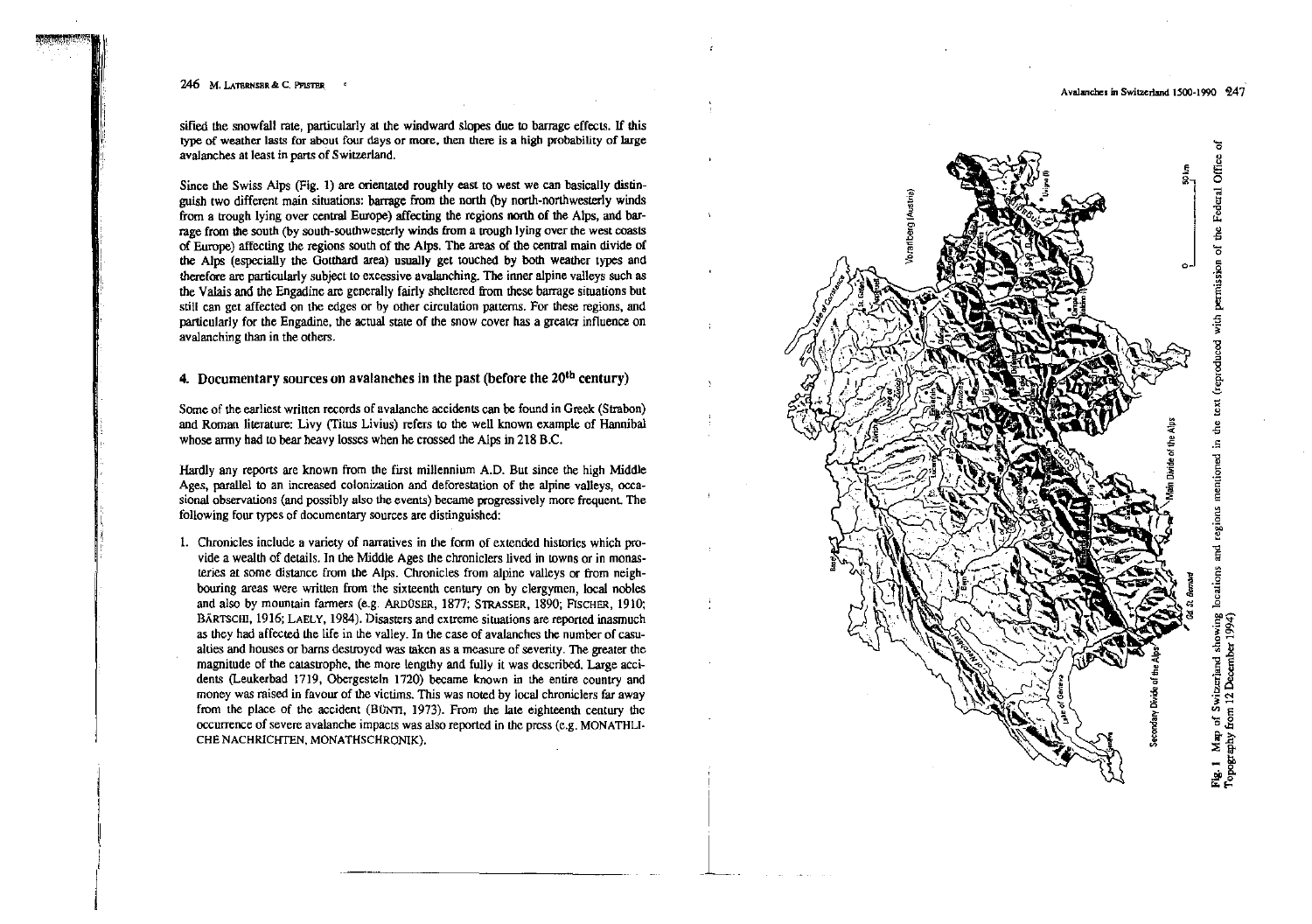sified the snowfall rate, particularly at the windward slopes due to barrage effects. If this type of weather lasts for about four days or more, then there is a high probability of large avalanches at least in parts of Switzerland.

Since the Swiss Alps (Fig. 1) are orientated roughly east to west we can basically distinguish two different main situations: barrage from the north (by north-northwesterly winds from a trough lying over central Europe) affecting the regions north of the Alps, and barrage from the south (by south-southwesterly winds from a trough lying over the west coasts of Europe) affecting the regions south of the Alps. The areas of the central main divide of the Alps (especially the Gotthard area) usually get touched by both weather types and therefore are particularly subject to excessive avalanching. The inner alpine valleys such as the Valais and the Engadine are generally fairly sheltered from these barrage situations but still can get affected on the edges or by other circulation patterns. For these regions, and particularly for the Engadine, the actual state of the snow cover has a greater influence on avalanching than in the others.

## 4. Documentary sources on avalanches in the past (before the 20th century)

Some of the earliest written records of avalanche accidents can be found in Greek (Strabon) and Roman literature: Livy (Titus Livius) refers to the well known example of Hannibal whose army had to bear heavy losses when he crossed the Alps in 218 B.C.

Hardly any reports are known from the first millennium A.D. But since the high Middle Ages, parallel to an increased colonization and deforestation of the alpine valleys, occasional observations (and possibly also the events) became progressively more frequent. The following four types of documentary sources are distinguished:

1. Chronicles include a variety of narratives in the form of extended histories which provide a wealth of details. In the Middle Ages the chroniclers lived in towns or in monasteries at some distance from the Alps. Chronicles from alpine valleys or from neighbouring areas were written from the sixteenth century on by clergymen, local nobles and also by mountain farmers (e.g. ARDÜSER, 1877; STRASSER, 1890; FISCHER, 1910; BÄRTSCHI, 1916; LAELY, 1984). Disasters and extreme situations are reported inasmuch as they had affected the life in the valley. In the case of avalanches the number of casualties and houses or barns destroyed was taken as a measure of severity. The greater the magnitude of the catastrophe, the more lengthy and fully it was described. Large accidents (Leukerbad 1719, Obergesteln 1720) became known in the entire country and money was raised in favour of the victims. This was noted by local chroniclers far away from the place of the accident (BÜNTI, 1973). From the late eighteenth century the occurrence of severe avalanche impacts was also reported in the press (e.g. MONATHLICHE NACHRICHTEN, MONATHSCHRONIK).

**Fig. 1** Map of Switzerland showing locations and regions mentioned in the text (reproduced with permission of the Federal Office of Topography from 12 December 1994)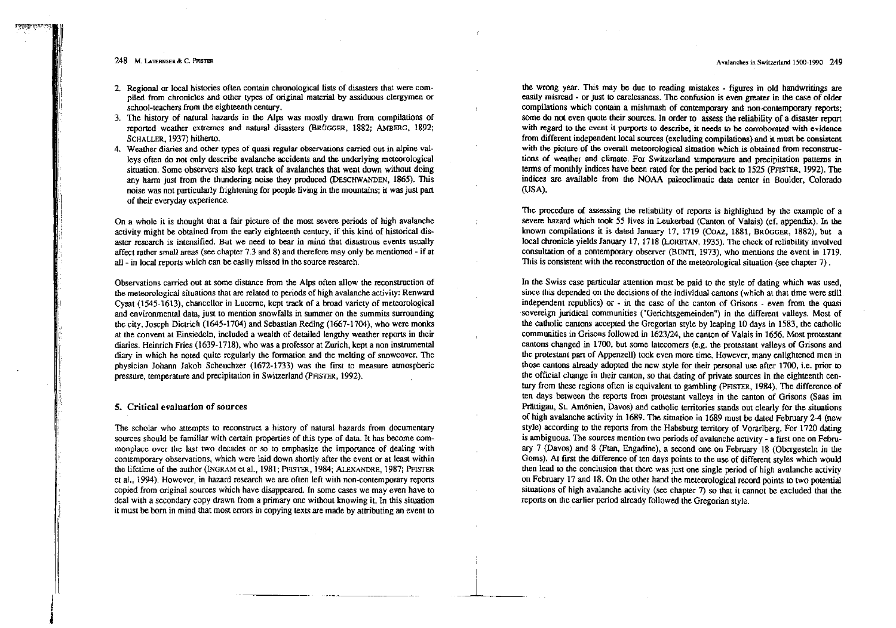2. Regional or local histories often contain chronological lists of disasters that were compiled from chronicles and other types of original material by assiduous clergymen or school-teachers from the eighteenth century.
3. The history of natural hazards in the Alps was mostly drawn from compilations of reported weather extremes and natural disasters (BRÜGGER, 1882; AMBERG, 1892; SCHALLER, 1937) hitherto.
4. Weather diaries and other types of quasi regular observations carried out in alpine valleys often do not only describe avalanche accidents and the underlying meteorological situation. Some observers also kept track of avalanches that went down without doing any harm just from the thundering noise they produced (DESCHWANDEN, 1865). This noise was not particularly frightening for people living in the mountains; it was just part of their everyday experience.

On a whole it is thought that a fair picture of the most severe periods of high avalanche activity might be obtained from the early eighteenth century, if this kind of historical disaster research is intensified. But we need to bear in mind that disastrous events usually affect rather small areas (see chapter 7.3 and 8) and therefore may only be mentioned - if at all - in local reports which can be easily missed in the source research.

Observations carried out at some distance from the Alps often allow the reconstruction of the meteorological situations that are related to periods of high avalanche activity: Renward Cysat (1545-1613), chancellor in Lucerne, kept track of a broad variety of meteorological and environmental data, just to mention snowfalls in summer on the summits surrounding the city. Joseph Dietrich (1645-1704) and Sebastian Reding (1667-1704), who were monks at the convent at Einsiedeln, included a wealth of detailed lengthy weather reports in their diaries. Heinrich Fries (1639-1718), who was a professor at Zurich, kept a non instrumental diary in which he noted quite regularly the formation and the melting of snowcover. The physician Johann Jakob Scheuchzer (1672-1733) was the first to measure atmospheric pressure, temperature and precipitation in Switzerland (PFISTER, 1992).

## 5. Critical evaluation of sources

The scholar who attempts to reconstruct a history of natural hazards from documentary sources should be familiar with certain properties of this type of data. It has become commonplace over the last two decades or so to emphasize the importance of dealing with contemporary observations, which were laid down shortly after the event or at least within the lifetime of the author (INGRAM et al., 1981; PFISTER, 1984; ALEXANDRE, 1987; PFISTER et al., 1994). However, in hazard research we are often left with non-contemporary reports copied from original sources which have disappeared. In some cases we may even have to deal with a secondary copy drawn from a primary one without knowing it. In this situation it must be born in mind that most errors in copying texts are made by attributing an event to the wrong year. This may be due to reading mistakes - figures in old handwritings are easily misread - or just to carelessness. The confusion is even greater in the case of older compilations which contain a mishmash of contemporary and non-contemporary reports; some do not even quote their sources. In order to assess the reliability of a disaster report with regard to the event it purports to describe, it needs to be corroborated with evidence from different independent local sources (excluding compilations) and it must be consistent with the picture of the overall meteorological situation which is obtained from reconstructions of weather and climate. For Switzerland temperature and precipitation patterns in terms of monthly indices have been rated for the period back to 1525 (PFISTER, 1992). The indices are available from the NOAA paleoclimatic data center in Boulder, Colorado (USA).

The procedure of assessing the reliability of reports is highlighted by the example of a severe hazard which took 55 lives in Leukerbad (Canton of Valais) (cf. appendix). In the known compilations it is dated January 17, 1719 (COAZ, 1881, BRÜGGER, 1882), but a local chronicle yields January 17, 1718 (LORETAN, 1935). The check of reliability involved consultation of a contemporary observer (BÜNTI, 1973), who mentions the event in 1719. This is consistent with the reconstruction of the meteorological situation (see chapter 7).

In the Swiss case particular attention must be paid to the style of dating which was used, since this depended on the decisions of the individual cantons (which at that time were still independent republics) or - in the case of the canton of Grisons - even from the quasi sovereign juridical communities ("Gerichtsgemeinden") in the different valleys. Most of the catholic cantons accepted the Gregorian style by leaping 10 days in 1583, the catholic communities in Grisons followed in 1623/24, the canton of Valais in 1656. Most protestant cantons changed in 1700, but some latecomers (e.g. the protestant valleys of Grisons and the protestant part of Appenzell) took even more time. However, many enlightened men in those cantons already adopted the new style for their personal use after 1700, i.e. prior to the official change in their canton, so that dating of private sources in the eighteenth century from these regions often is equivalent to gambling (PFISTER, 1984). The difference of ten days between the reports from protestant valleys in the canton of Grisons (Saas im Prättigau, St. Antönien, Davos) and catholic territories stands out clearly for the situations of high avalanche activity in 1689. The situation in 1689 must be dated February 2-4 (new style) according to the reports from the Habsburg territory of Vorarlberg. For 1720 dating is ambiguous. The sources mention two periods of avalanche activity - a first one on February 7 (Davos) and 8 (Ftan, Engadine), a second one on February 18 (Obergesteln in the Goms). At first the difference of ten days points to the use of different styles which would then lead to the conclusion that there was just one single period of high avalanche activity on February 17 and 18. On the other hand the meteorological record points to two potential situations of high avalanche activity (see chapter 7) so that it cannot be excluded that the reports on the earlier period already followed the Gregorian style.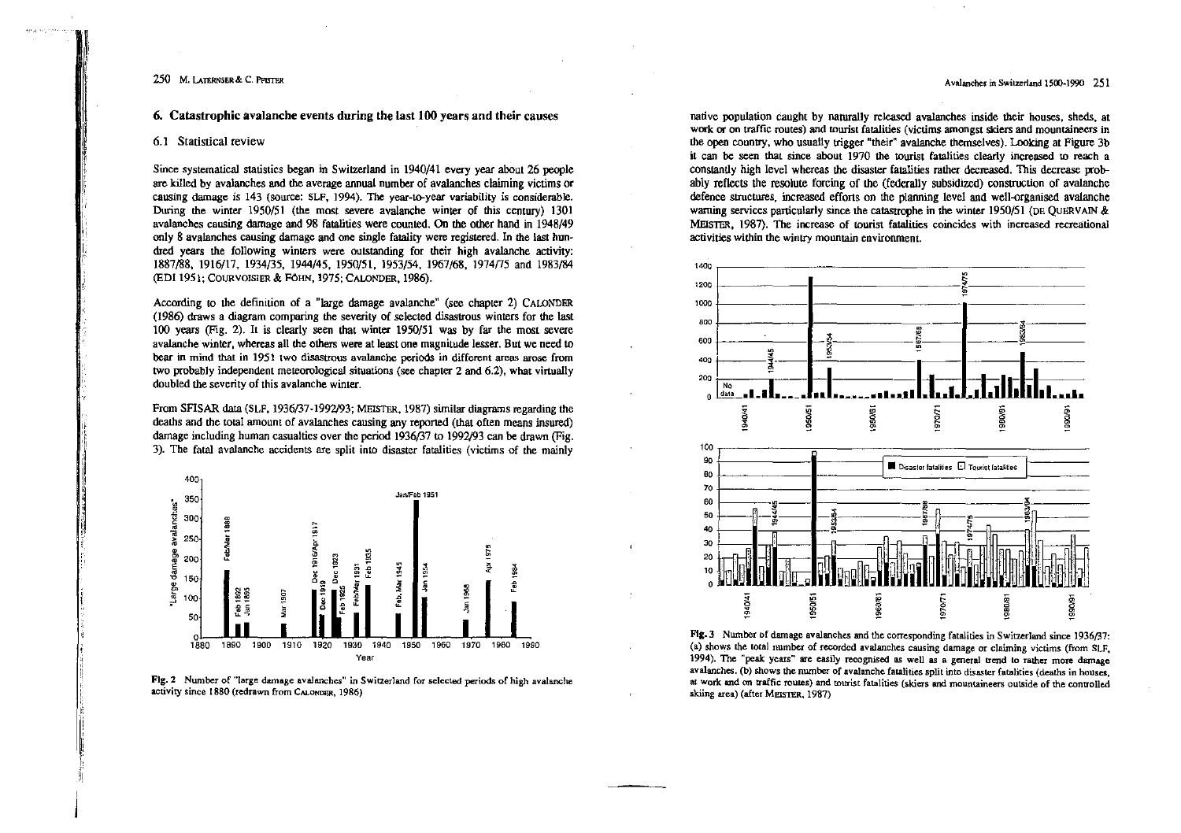## 6. Catastrophic avalanche events during the last 100 years and their causes

### 6.1 Statistical review

Since systematical statistics began in Switzerland in 1940/41 every year about 26 people are killed by avalanches and the average annual number of avalanches claiming victims or causing damage is 143 (source: SLF, 1994). The year-to-year variability is considerable. During the winter 1950/51 (the most severe avalanche winter of this century) 1301 avalanches causing damage and 98 fatalities were counted. On the other hand in 1948/49 only 8 avalanches causing damage and one single fatality were registered. In the last hundred years the following winters were outstanding for their high avalanche activity: 1887/88, 1916/17, 1934/35, 1944/45, 1950/51, 1953/54, 1967/68, 1974/75 and 1983/84 (EDI 1951; COURVOISIER & FÖHN, 1975; CALONDER, 1986).

According to the definition of a "large damage avalanche" (see chapter 2) CALONDER (1986) draws a diagram comparing the severity of selected disastrous winters for the last 100 years (Fig. 2). It is clearly seen that winter 1950/51 was by far the most severe avalanche winter, whereas all the others were at least one magnitude lesser. But we need to bear in mind that in 1951 two disastrous avalanche periods in different areas arose from two probably independent meteorological situations (see chapter 2 and 6.2), what virtually doubled the severity of this avalanche winter.

From SFISAR data (SLF, 1936/37-1992/93; MEISTER, 1987) similar diagrams regarding the deaths and the total amount of avalanches causing any reported (that often means insured) damage including human casualties over the period 1936/37 to 1992/93 can be drawn (Fig. 3). The fatal avalanche accidents are split into disaster fatalities (victims of the mainly native population caught by naturally released avalanches inside their houses, sheds, at work or on traffic routes) and tourist fatalities (victims amongst skiers and mountaineers in the open country, who usually trigger "their" avalanche themselves). Looking at Figure 3b it can be seen that since about 1970 the tourist fatalities clearly increased to reach a constantly high level whereas the disaster fatalities rather decreased. This decrease probably reflects the resolute forcing of the (federally subsidized) construction of avalanche defence structures, increased efforts on the planning level and well-organised avalanche warning services particularly since the catastrophe in the winter 1950/51 (DE QUERVAIN & MEISTER, 1987). The increase of tourist fatalities coincides with increased recreational activities within the wintry mountain environment.

Fig. 2 Number of "large damage avalanches" in Switzerland for selected periods of high avalanche activity since 1880 (redrawn from CALONDER, 1986)

Fig. 3 Number of damage avalanches and the corresponding fatalities in Switzerland since 1936/37: (a) shows the total number of recorded avalanches causing damage or claiming victims (from SLF, 1994). The "peak years" are easily recognised as well as a general trend to rather more damage avalanches. (b) shows the number of avalanche fatalities split into disaster fatalities (deaths in houses, at work and on traffic routes) and tourist fatalities (skiers and mountaineers outside of the controlled skiing area) (after MEISTER, 1987)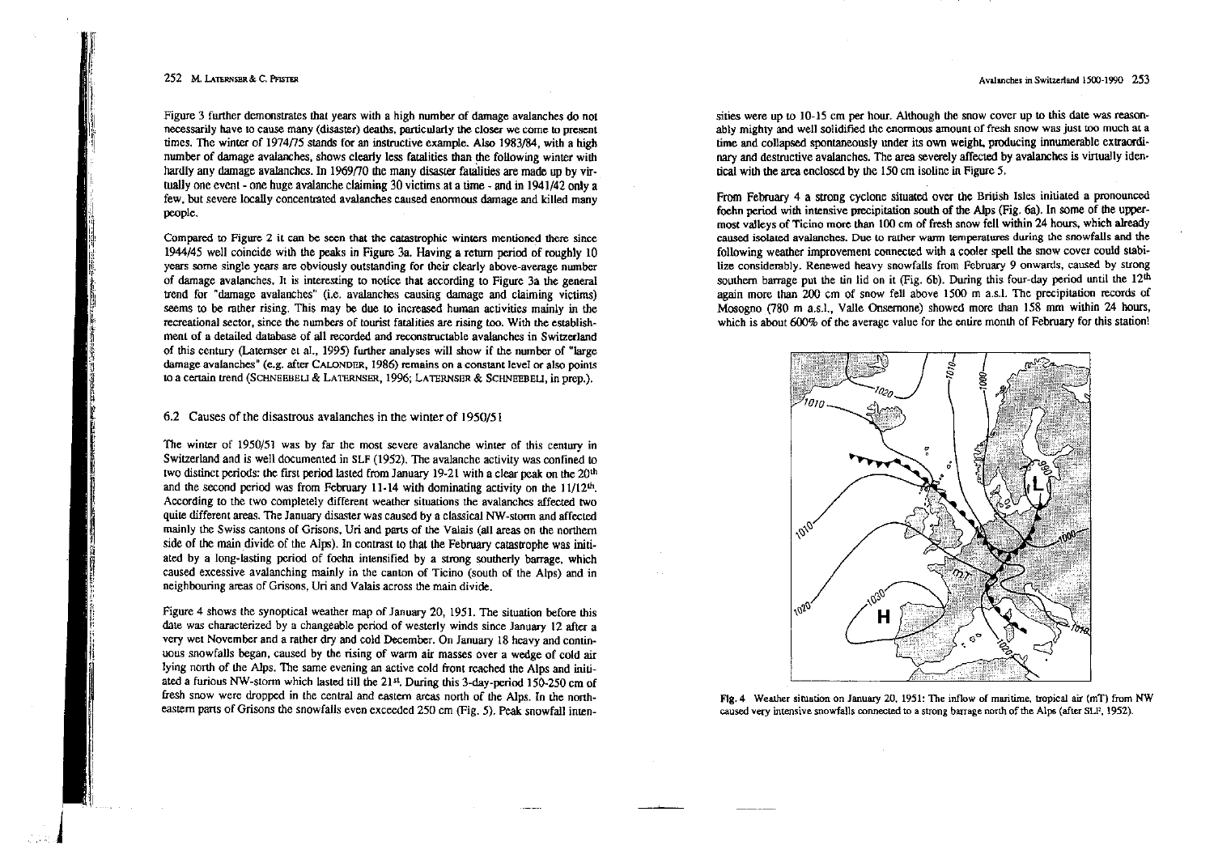Figure 3 further demonstrates that years with a high number of damage avalanches do not necessarily have to cause many (disaster) deaths, particularly the closer we come to present times. The winter of 1974/75 stands for an instructive example. Also 1983/84, with a high number of damage avalanches, shows clearly less fatalities than the following winter with hardly any damage avalanches. In 1969/70 the many disaster fatalities are made up by virtually one event - one huge avalanche claiming 30 victims at a time - and in 1941/42 only a few, but severe locally concentrated avalanches caused enormous damage and killed many people.

Compared to Figure 2 it can be seen that the catastrophic winters mentioned there since 1944/45 well coincide with the peaks in Figure 3a. Having a return period of roughly 10 years some single years are obviously outstanding for their clearly above-average number of damage avalanches. It is interesting to notice that according to Figure 3a the general trend for "damage avalanches" (i.e. avalanches causing damage and claiming victims) seems to be rather rising. This may be due to increased human activities mainly in the recreational sector, since the numbers of tourist fatalities are rising too. With the establishment of a detailed database of all recorded and reconstructable avalanches in Switzerland of this century (Laternser et al., 1995) further analyses will show if the number of "large damage avalanches" (e.g. after CALONDER, 1986) remains on a constant level or also points to a certain trend (SCHNEEBELI & LATERNSER, 1996; LATERNSER & SCHNEEBELI, in prep.).

### 6.2 Causes of the disastrous avalanches in the winter of 1950/51

The winter of 1950/51 was by far the most severe avalanche winter of this century in Switzerland and is well documented in SLF (1952). The avalanche activity was confined to two distinct periods: the first period lasted from January 19-21 with a clear peak on the 20th and the second period was from February 11-14 with dominating activity on the 11/12th. According to the two completely different weather situations the avalanches affected two quite different areas. The January disaster was caused by a classical NW-storm and affected mainly the Swiss cantons of Grisons, Uri and parts of the Valais (all areas on the northern side of the main divide of the Alps). In contrast to that the February catastrophe was initiated by a long-lasting period of foehn intensified by a strong southerly barrage, which caused excessive avalanching mainly in the canton of Ticino (south of the Alps) and in neighbouring areas of Grisons, Uri and Valais across the main divide.

Figure 4 shows the synoptical weather map of January 20, 1951. The situation before this date was characterized by a changeable period of westerly winds since January 12 after a very wet November and a rather dry and cold December. On January 18 heavy and continuous snowfalls began, caused by the rising of warm air masses over a wedge of cold air lying north of the Alps. The same evening an active cold front reached the Alps and initiated a furious NW-storm which lasted till the 21st. During this 3-day-period 150-250 cm of fresh snow were dropped in the central and eastern areas north of the Alps. In the northeastern parts of Grisons the snowfalls even exceeded 250 cm (Fig. 5). Peak snowfall intensities were up to 10-15 cm per hour. Although the snow cover up to this date was reasonably mighty and well solidified the enormous amount of fresh snow was just too much at a time and collapsed spontaneously under its own weight, producing innumerable extraordinary and destructive avalanches. The area severely affected by avalanches is virtually identical with the area enclosed by the 150 cm isoline in Figure 5.

From February 4 a strong cyclone situated over the British Isles initiated a pronounced foehn period with intensive precipitation south of the Alps (Fig. 6a). In some of the uppermost valleys of Ticino more than 100 cm of fresh snow fell within 24 hours, which already caused isolated avalanches. Due to rather warm temperatures during the snowfalls and the following weather improvement connected with a cooler spell the snow cover could stabilize considerably. Renewed heavy snowfalls from February 9 onwards, caused by strong southern barrage put the tin lid on it (Fig. 6b). During this four-day period until the 12th again more than 200 cm of snow fell above 1500 m a.s.l. The precipitation records of Mosogno (780 m a.s.l., Valle Onsernone) showed more than 158 mm within 24 hours, which is about 600% of the average value for the entire month of February for this station!

Fig. 4 Weather situation on January 20, 1951: The inflow of maritime, tropical air (mT) from NW caused very intensive snowfalls connected to a strong barrage north of the Alps (after SLF, 1952).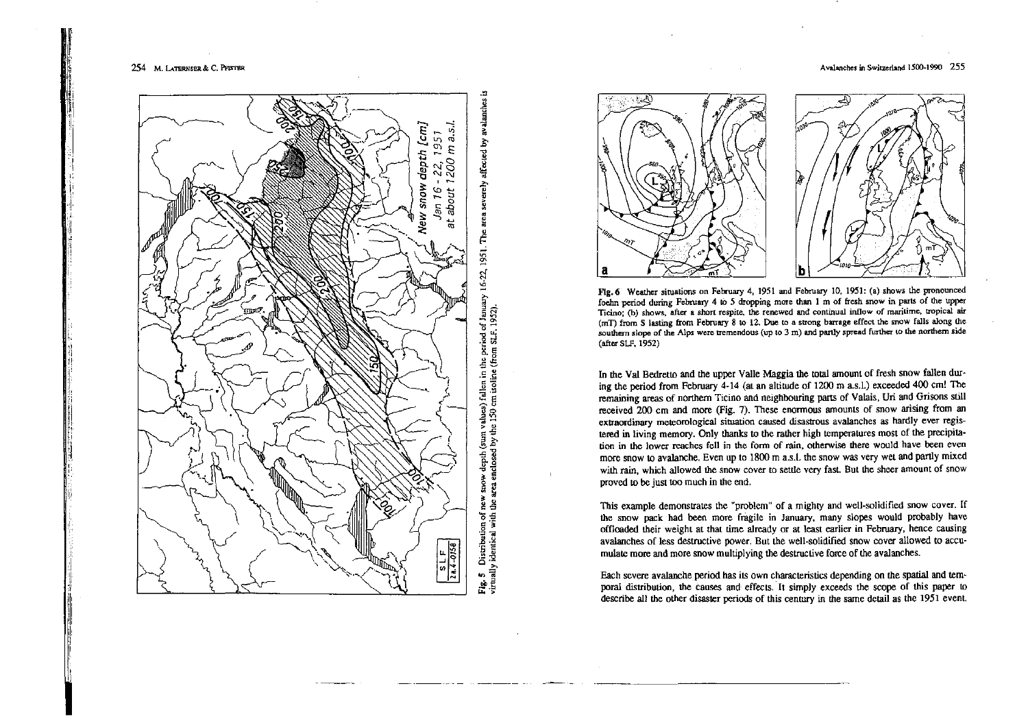Fig. 5 Distribution of new snow depth (sum values) fallen in the period of January 16-22, 1951. The area severely affected by avalanches is virtually identical with the area enclosed by the 150 cm isoline (from SLF, 1952).

Fig. 6 Weather situations on February 4, 1951 and February 10, 1951: (a) shows the pronounced foehn period during February 4 to 5 dropping more than 1 m of fresh snow in parts of the upper Ticino; (b) shows, after a short respite, the renewed and continual inflow of maritime, tropical air (mT) from S lasting from February 8 to 12. Due to a strong barrage effect the snow falls along the southern slope of the Alps were tremendous (up to 3 m) and partly spread further to the northern side (after SLF, 1952)

In the Val Bedretto and the upper Valle Maggia the total amount of fresh snow fallen during the period from February 4-14 (at an altitude of 1200 m a.s.l.) exceeded 400 cm! The remaining areas of northern Ticino and neighbouring parts of Valais, Uri and Grisons still received 200 cm and more (Fig. 7). These enormous amounts of snow arising from an extraordinary meteorological situation caused disastrous avalanches as hardly ever registered in living memory. Only thanks to the rather high temperatures most of the precipitation in the lower reaches fell in the form of rain, otherwise there would have been even more snow to avalanche. Even up to 1800 m a.s.l. the snow was very wet and partly mixed with rain, which allowed the snow cover to settle very fast. But the sheer amount of snow proved to be just too much in the end.

This example demonstrates the "problem" of a mighty and well-solidified snow cover. If the snow pack had been more fragile in January, many slopes would probably have offloaded their weight at that time already or at least earlier in February, hence causing avalanches of less destructive power. But the well-solidified snow cover allowed to accumulate more and more snow multiplying the destructive force of the avalanches.

Each severe avalanche period has its own characteristics depending on the spatial and temporal distribution, the causes and effects. It simply exceeds the scope of this paper to describe all the other disaster periods of this century in the same detail as the 1951 event.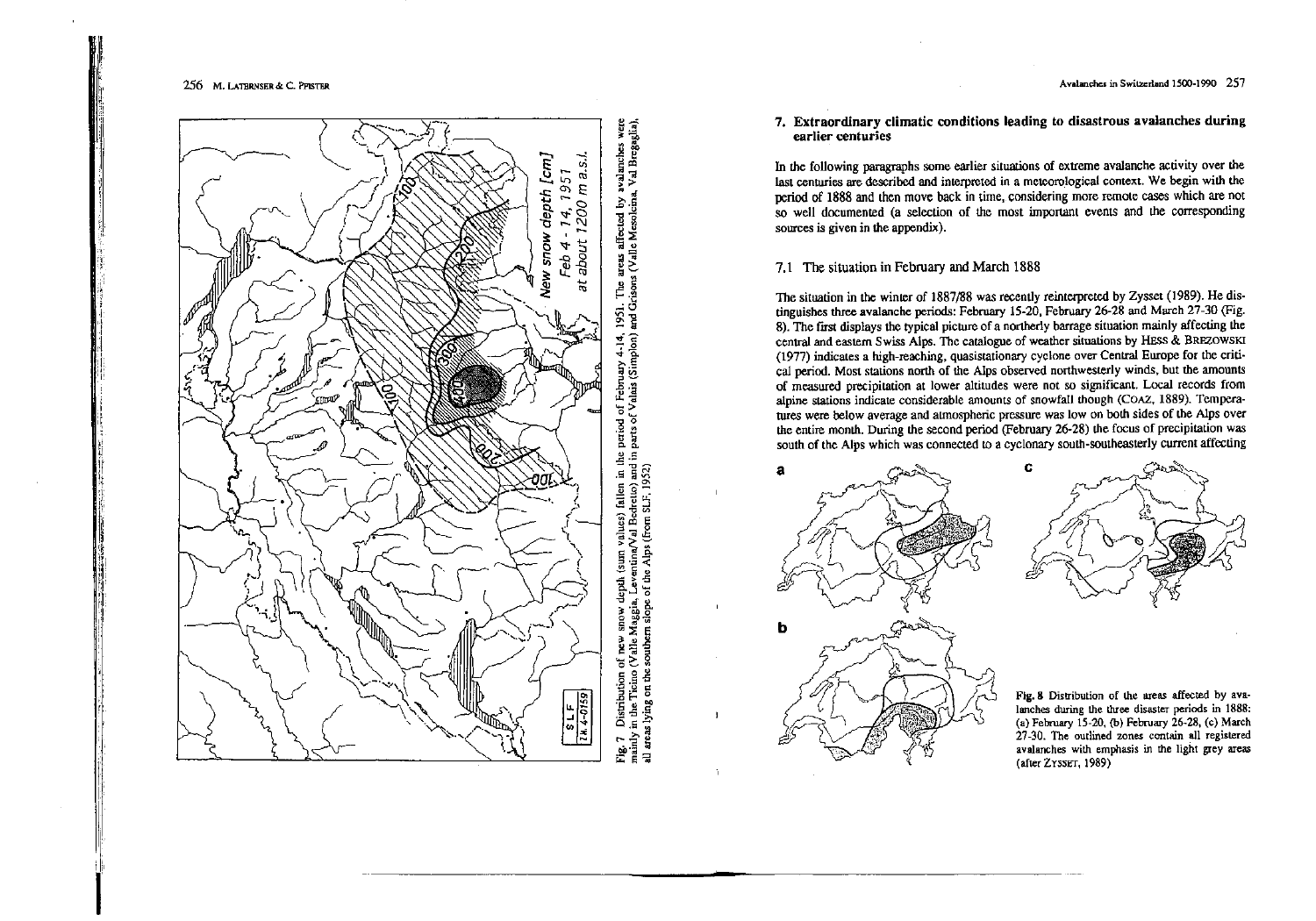Fig. 7 Distribution of new snow depth (sum values) fallen in the period of February 4-14, 1951. The areas affected by avalanches were mainly in the Ticino (Valle Maggia, Leventina/Val Bedretto) and in parts of Valais (Simplon) and Grisons (Valle Mesolcina, Val Bregaglia), all areas lying on the southern slope of the Alps (from SLF, 1952)

## 7. Extraordinary climatic conditions leading to disastrous avalanches during earlier centuries

In the following paragraphs some earlier situations of extreme avalanche activity over the last centuries are described and interpreted in a meteorological context. We begin with the period of 1888 and then move back in time, considering more remote cases which are not so well documented (a selection of the most important events and the corresponding sources is given in the appendix).

### 7.1 The situation in February and March 1888

The situation in the winter of 1887/88 was recently reinterpreted by Zysset (1989). He distinguishes three avalanche periods: February 15-20, February 26-28 and March 27-30 (Fig. 8). The first displays the typical picture of a northerly barrage situation mainly affecting the central and eastern Swiss Alps. The catalogue of weather situations by Hess & Brezowski (1977) indicates a high-reaching, quasistationary cyclone over Central Europe for the critical period. Most stations north of the Alps observed northwesterly winds, but the amounts of measured precipitation at lower altitudes were not so significant. Local records from alpine stations indicate considerable amounts of snowfall though (Coaz, 1889). Temperatures were below average and atmospheric pressure was low on both sides of the Alps over the entire month. During the second period (February 26-28) the focus of precipitation was south of the Alps which was connected to a cyclonary south-southeasterly current affecting

Fig. 8 Distribution of the areas affected by avalanches during the three disaster periods in 1888: (a) February 15-20, (b) February 26-28, (c) March 27-30. The outlined zones contain all registered avalanches with emphasis in the light grey areas (after Zysset, 1989)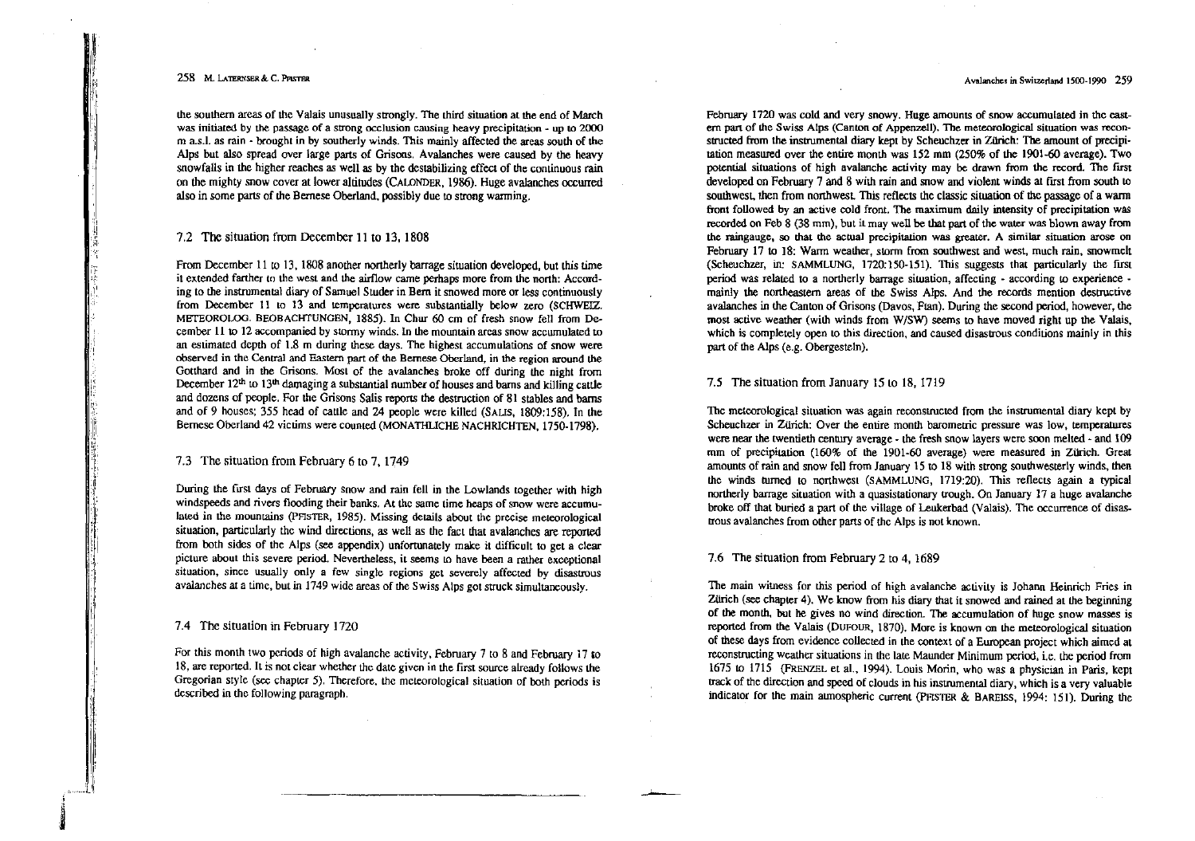the southern areas of the Valais unusually strongly. The third situation at the end of March was initiated by the passage of a strong occlusion causing heavy precipitation - up to 2000 m a.s.l. as rain - brought in by southerly winds. This mainly affected the areas south of the Alps but also spread over large parts of Grisons. Avalanches were caused by the heavy snowfalls in the higher reaches as well as by the destabilizing effect of the continuous rain on the mighty snow cover at lower altitudes (CALONDER, 1986). Huge avalanches occurred also in some parts of the Bernese Oberland, possibly due to strong warming.

### 7.2 The situation from December 11 to 13, 1808

From December 11 to 13, 1808 another northerly barrage situation developed, but this time it extended farther to the west and the airflow came perhaps more from the north: According to the instrumental diary of Samuel Studer in Bern it snowed more or less continuously from December 11 to 13 and temperatures were substantially below zero (SCHWEIZ. METEOROLOG. BEOBACHTUNGEN, 1885). In Chur 60 cm of fresh snow fell from December 11 to 12 accompanied by stormy winds. In the mountain areas snow accumulated to an estimated depth of 1.8 m during these days. The highest accumulations of snow were observed in the Central and Eastern part of the Bernese Oberland, in the region around the Gotthard and in the Grisons. Most of the avalanches broke off during the night from December 12th to 13th damaging a substantial number of houses and barns and killing cattle and dozens of people. For the Grisons Salis reports the destruction of 81 stables and barns and of 9 houses; 355 head of cattle and 24 people were killed (SALIS, 1809:158). In the Bernese Oberland 42 victims were counted (MONATHLICHE NACHRICHTEN, 1750-1798).

### 7.3 The situation from February 6 to 7, 1749

During the first days of February snow and rain fell in the Lowlands together with high windspeeds and rivers flooding their banks. At the same time heaps of snow were accumulated in the mountains (PFISTER, 1985). Missing details about the precise meteorological situation, particularly the wind directions, as well as the fact that avalanches are reported from both sides of the Alps (see appendix) unfortunately make it difficult to get a clear picture about this severe period. Nevertheless, it seems to have been a rather exceptional situation, since usually only a few single regions get severely affected by disastrous avalanches at a time, but in 1749 wide areas of the Swiss Alps got struck simultaneously.

### 7.4 The situation in February 1720

For this month two periods of high avalanche activity, February 7 to 8 and February 17 to 18, are reported. It is not clear whether the date given in the first source already follows the Gregorian style (see chapter 5). Therefore, the meteorological situation of both periods is described in the following paragraph.

February 1720 was cold and very snowy. Huge amounts of snow accumulated in the eastern part of the Swiss Alps (Canton of Appenzell). The meteorological situation was reconstructed from the instrumental diary kept by Scheuchzer in Zürich: The amount of precipitation measured over the entire month was 152 mm (250% of the 1901-60 average). Two potential situations of high avalanche activity may be drawn from the record. The first developed on February 7 and 8 with rain and snow and violent winds at first from south to southwest, then from northwest. This reflects the classic situation of the passage of a warm front followed by an active cold front. The maximum daily intensity of precipitation was recorded on Feb 8 (38 mm), but it may well be that part of the water was blown away from the raingauge, so that the actual precipitation was greater. A similar situation arose on February 17 to 18: Warm weather, storm from southwest and west, much rain, snowmelt (Scheuchzer, in: SAMMLUNG, 1720:150-151). This suggests that particularly the first period was related to a northerly barrage situation, affecting - according to experience - mainly the northeastern areas of the Swiss Alps. And the records mention destructive avalanches in the Canton of Grisons (Davos, Ftan). During the second period, however, the most active weather (with winds from W/SW) seems to have moved right up the Valais, which is completely open to this direction, and caused disastrous conditions mainly in this part of the Alps (e.g. Obergesteln).

### 7.5 The situation from January 15 to 18, 1719

The meteorological situation was again reconstructed from the instrumental diary kept by Scheuchzer in Zürich: Over the entire month barometric pressure was low, temperatures were near the twentieth century average - the fresh snow layers were soon melted - and 109 mm of precipitation (160% of the 1901-60 average) were measured in Zürich. Great amounts of rain and snow fell from January 15 to 18 with strong southwesterly winds, then the winds turned to northwest (SAMMLUNG, 1719:20). This reflects again a typical northerly barrage situation with a quasistationary trough. On January 17 a huge avalanche broke off that buried a part of the village of Leukerbad (Valais). The occurrence of disastrous avalanches from other parts of the Alps is not known.

### 7.6 The situation from February 2 to 4, 1689

The main witness for this period of high avalanche activity is Johann Heinrich Fries in Zürich (see chapter 4). We know from his diary that it snowed and rained at the beginning of the month, but he gives no wind direction. The accumulation of huge snow masses is reported from the Valais (DUFOUR, 1870). More is known on the meteorological situation of these days from evidence collected in the context of a European project which aimed at reconstructing weather situations in the late Maunder Minimum period, i.e. the period from 1675 to 1715 (FRENZEL et al., 1994). Louis Morin, who was a physician in Paris, kept track of the direction and speed of clouds in his instrumental diary, which is a very valuable indicator for the main atmospheric current (PFISTER & BAREISS, 1994: 151). During the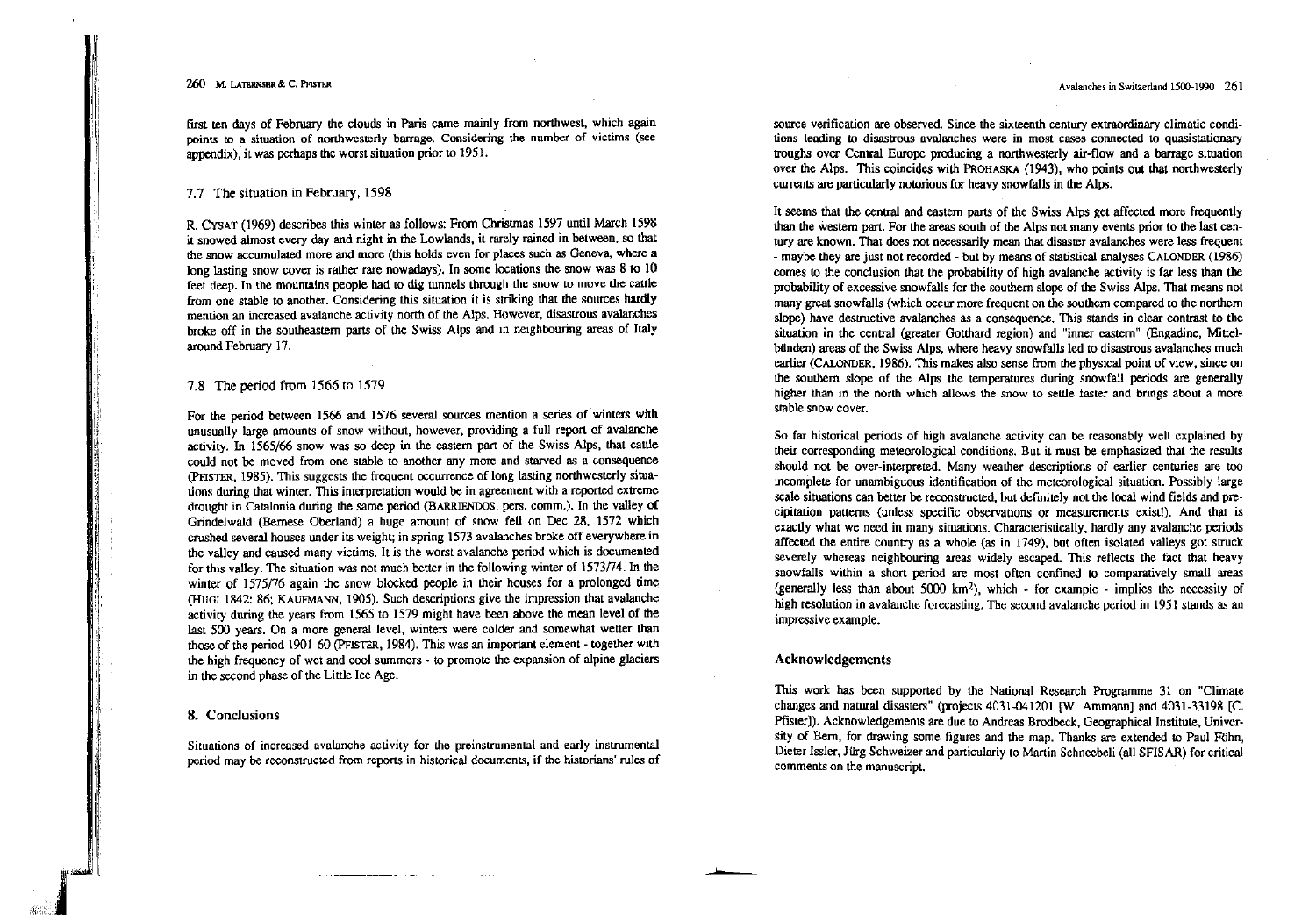first ten days of February the clouds in Paris came mainly from northwest, which again points to a situation of northwesterly barrage. Considering the number of victims (see appendix), it was perhaps the worst situation prior to 1951.

### 7.7 The situation in February, 1598

R. CYSAT (1969) describes this winter as follows: From Christmas 1597 until March 1598 it snowed almost every day and night in the Lowlands, it rarely rained in between, so that the snow accumulated more and more (this holds even for places such as Geneva, where a long lasting snow cover is rather rare nowadays). In some locations the snow was 8 to 10 feet deep. In the mountains people had to dig tunnels through the snow to move the cattle from one stable to another. Considering this situation it is striking that the sources hardly mention an increased avalanche activity north of the Alps. However, disastrous avalanches broke off in the southeastern parts of the Swiss Alps and in neighbouring areas of Italy around February 17.

### 7.8 The period from 1566 to 1579

For the period between 1566 and 1576 several sources mention a series of winters with unusually large amounts of snow without, however, providing a full report of avalanche activity. In 1565/66 snow was so deep in the eastern part of the Swiss Alps, that cattle could not be moved from one stable to another any more and starved as a consequence (PFISTER, 1985). This suggests the frequent occurrence of long lasting northwesterly situations during that winter. This interpretation would be in agreement with a reported extreme drought in Catalonia during the same period (BARRIENDOS, pers. comm.). In the valley of Grindelwald (Bernese Oberland) a huge amount of snow fell on Dec 28, 1572 which crushed several houses under its weight; in spring 1573 avalanches broke off everywhere in the valley and caused many victims. It is the worst avalanche period which is documented for this valley. The situation was not much better in the following winter of 1573/74. In the winter of 1575/76 again the snow blocked people in their houses for a prolonged time (HUGI 1842: 86; KAUFMANN, 1905). Such descriptions give the impression that avalanche activity during the years from 1565 to 1579 might have been above the mean level of the last 500 years. On a more general level, winters were colder and somewhat wetter than those of the period 1901-60 (PFISTER, 1984). This was an important element - together with the high frequency of wet and cool summers - to promote the expansion of alpine glaciers in the second phase of the Little Ice Age.

## 8. Conclusions

Situations of increased avalanche activity for the preinstrumental and early instrumental period may be reconstructed from reports in historical documents, if the historians' rules of source verification are observed. Since the sixteenth century extraordinary climatic conditions leading to disastrous avalanches were in most cases connected to quasistationary troughs over Central Europe producing a northwesterly air-flow and a barrage situation over the Alps. This coincides with PROHASKA (1943), who points out that northwesterly currents are particularly notorious for heavy snowfalls in the Alps.

It seems that the central and eastern parts of the Swiss Alps get affected more frequently than the western part. For the areas south of the Alps not many events prior to the last century are known. That does not necessarily mean that disaster avalanches were less frequent - maybe they are just not recorded - but by means of statistical analyses CALONDER (1986) comes to the conclusion that the probability of high avalanche activity is far less than the probability of excessive snowfalls for the southern slope of the Swiss Alps. That means not many great snowfalls (which occur more frequent on the southern compared to the northern slope) have destructive avalanches as a consequence. This stands in clear contrast to the situation in the central (greater Gotthard region) and "inner eastern" (Engadine, Mittelbünden) areas of the Swiss Alps, where heavy snowfalls led to disastrous avalanches much earlier (CALONDER, 1986). This makes also sense from the physical point of view, since on the southern slope of the Alps the temperatures during snowfall periods are generally higher than in the north which allows the snow to settle faster and brings about a more stable snow cover.

So far historical periods of high avalanche activity can be reasonably well explained by their corresponding meteorological conditions. But it must be emphasized that the results should not be over-interpreted. Many weather descriptions of earlier centuries are too incomplete for unambiguous identification of the meteorological situation. Possibly large scale situations can better be reconstructed, but definitely not the local wind fields and precipitation patterns (unless specific observations or measurements exist!). And that is exactly what we need in many situations. Characteristically, hardly any avalanche periods affected the entire country as a whole (as in 1749), but often isolated valleys got struck severely whereas neighbouring areas widely escaped. This reflects the fact that heavy snowfalls within a short period are most often confined to comparatively small areas (generally less than about 5000 km$^2$), which - for example - implies the necessity of high resolution in avalanche forecasting. The second avalanche period in 1951 stands as an impressive example.

## Acknowledgements

This work has been supported by the National Research Programme 31 on "Climate changes and natural disasters" (projects 4031-041201 [W. Ammann] and 4031-33198 [C. Pfister]). Acknowledgements are due to Andreas Brodbeck, Geographical Institute, University of Bern, for drawing some figures and the map. Thanks are extended to Paul Föhn, Dieter Issler, Jürg Schweizer and particularly to Martin Schneebeli (all SFISAR) for critical comments on the manuscript.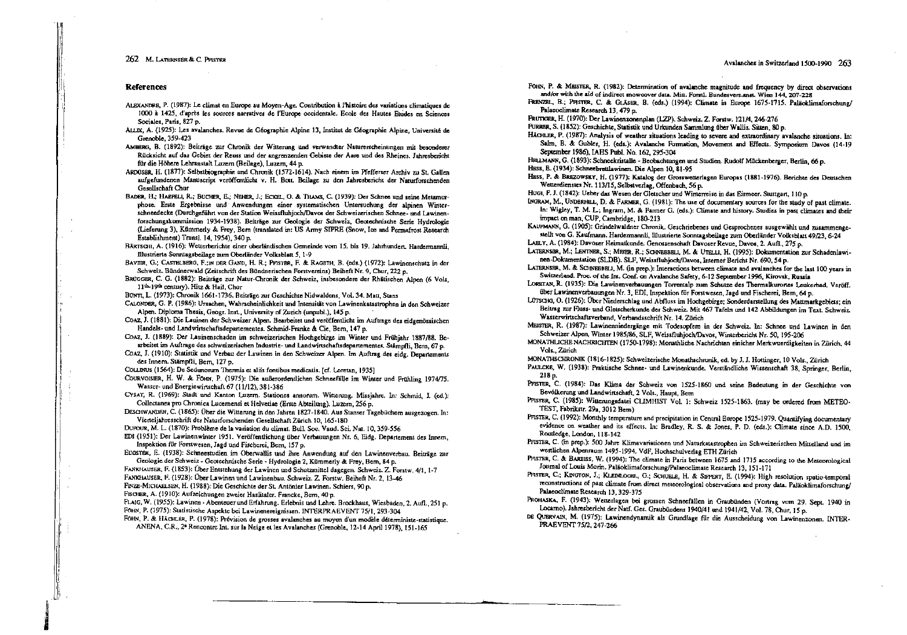## References

ALEXANDRE, P. (1987): Le climat en Europe au Moyen-Age. Contribution à l'histoire des variations climatiques de 1000 à 1425, d'après les sources narratives de l'Europe occidentale. Ecole des Hautes Etudes en Sciences Sociales, Paris, 827 p.

ALLIX, A. (1925): Les avalanches. Revue de Géographie Alpine 13, Institut de Géographie Alpine, Université de Grenoble, 359-423

AMBERG, B. (1892): Beiträge zur Chronik der Witterung und verwandter Naturerscheinungen mit besonderer Rücksicht auf das Gebiet der Reuss und der angrenzenden Gebiete der Aare und des Rheines. Jahresbericht für die Höhere Lehranstalt Luzern (Beilage), Luzern, 44 p.

ARDÜSER, H. (1877): Selbstbiographie und Chronik (1572-1614). Nach einem im Pfefferser Archiv zu St. Gallen aufgefundenen Manuscript veröffentlicht v. H. BOTT. Beilage zu den Jahresbericht der Naturforschenden Gesellschaft Chur

BADER, H.; HAEFELI, R.; BUCHER, E.; NEHER, J.; ECKEL, O. & THAMS, C. (1939): Der Schnee und seine Metamorphose. Erste Ergebnisse und Anwendungen einer systematischen Untersuchung der alpinen Winterschneedecke (Durchgeführt von der Station Weissfluhjoch/Davos der Schweizerischen Schnee- und Lawinenforschungskommission 1934-1938). Beiträge zur Geologie der Schweiz, Geotechnische Serie Hydrologie (Lieferung 3), Kümmerly & Frey, Bern (translated in: US Army SIPRE (Snow, Ice and Permafrost Research Establishment) Transl. 14, 1954), 340 p.

BÄRTSCHI, A. (1916): Wetterberichte einer oberländischen Gemeinde vom 15. bis 19. Jahrhundert. Hardermannli, Illustrierte Sonntagsbeilage zum Oberländer Volksblatt 5, 1-9

BAVIER, G.; CASTELBERG, F.; IN DER GAND, H. R.; PFISTER, F. & RAGETH, B. (eds.) (1972): Lawinenschutz in der Schweiz. Bündnerwald (Zeitschrift des Bündnerischen Forstvereins) Beiheft Nr. 9, Chur, 222 p.

BRÜGGER, C. G. (1882): Beiträge zur Natur-Chronik der Schweiz, insbesondere der Rhätischen Alpen (6 Vols, 11th-19th century). Hitz & Hail, Chur

BÜNTI, L. (1973): Chronik 1661-1736. Beiträge zur Geschichte Nidwaldens, Vol. 34. Matt, Stans

CALONDER, G. P. (1986): Ursachen, Wahrscheinlichkeit und Intensität von Lawinenkatastrophen in den Schweizer Alpen. Diploma Thesis, Geogr. Inst., University of Zurich (unpubl.), 145 p.

COAZ, J. (1881): Die Lauinen der Schweizer Alpen. Bearbeitet und veröffentlicht im Auftrage des eidgenössischen Handels- und Landwirtschaftsdepartementes. Schmid-Franke & Cie, Bern, 147 p.

COAZ, J. (1889): Der Lauinenschaden im schweizerischen Hochgebirge im Winter und Frühjahr 1887/88. Bearbeitet im Auftrage des schweizerischen Industrie- und Landwirtschaftsdepartementes. Stämpfli, Bern, 67 p.

COAZ, J. (1910): Statistik und Verbau der Lawinen in den Schweizer Alpen. Im Auftrag des eidg. Departements des Innern. Stämpfli, Bern, 127 p.

COLLINUS (1564): De Sedunorum Thermis et aliis fontibus medicatis. [cf. Loretan, 1935]

COURVOISIER, H. W. & FÖHN, P. (1975): Die außerordentlichen Schneefälle im Winter und Frühling 1974/75. Wasser- und Energiewirtschaft 67 (11/12), 381-386

CYSAT, R. (1969): Stadt und Kanton Luzern. Stationes annorum. Witterung. Missjahre. In: Schmid, J. (ed.): Collectanea pro Chronica Lucernensi et Helvetiae (Erste Abteilung). Luzern, 256 p.

DESCHWANDEN, C. (1865): Über die Witterung in den Jahren 1827-1840. Aus Stanser Tagebüchern ausgezogen. In: Vierteljahresschrift der Naturforschenden Gesellschaft Zürich 10, 165-180

DUFOUR, M. L. (1870): Problème de la variation du climat. Bull. Soc. Vaud. Sci. Nat. 10, 359-556

EDI (1951): Der Lawinenwinter 1951. Veröffentlichung über Verbauungen Nr. 6, Eidg. Departement des Innern, Inspektion für Forstwesen, Jagd und Fischerei, Bern, 157 p.

EUGSTER, E. (1938): Schneestudien im Oberwallis und ihre Anwendung auf den Lawinenverbau. Beiträge zur Geologie der Schweiz - Geotechnische Serie - Hydrologie 2, Kümmerly & Frey, Bern, 84 p.

FANKHAUSER, F. (1853): Über Entstehung der Lawinen und Schutzmittel dagegen. Schweiz. Z. Forstw. 4/1, 1-7

FANKHAUSER, F. (1928): Über Lawinen und Lawinenbau. Schweiz. Z. Forstw. Beiheft Nr. 2, 13-46

FINZE-MICHAELSEN, H. (1988): Die Geschichte der St. Antönier Lawinen. Schiers, 90 p.

FISCHER, A. (1910): Aufzeichnungen zweier Haslitaler. Francke, Bern, 40 p.

FLAIG, W. (1955): Lawinen - Abenteuer und Erfahrung. Erlebnis und Lehre. Brockhaus, Wiesbaden, 2. Aufl., 251 p.

FÖHN, P. (1975): Statistische Aspekte bei Lawinenereignissen. INTERPRAEVENT 75/1, 293-304

FÖHN, P. & HÄCHLER, P. (1978): Prévision de grosses avalanches au moyen d'un modèle déterministe-statistique. ANENA, C.R., 2e Rencontre Int. sur la Neige et les Avalanches (Grenoble, 12-14 April 1978), 151-165

FÖHN, P. & MEISTER, R. (1982): Determination of avalanche magnitude and frequency by direct observations and/or with the aid of indirect snowcover data. Mitt. Forstl. Bundesvers.anst. Wien 144, 207-228

FRENZEL, B.; PFISTER, C. & GLÄSER, B. (eds.) (1994): Climate in Europe 1675-1715. Paläoklimaforschung/ Palaeoclimate Research 13, 479 p.

FRUTIGER, H. (1970): Der Lawinenzonenplan (LZP). Schweiz. Z. Forstw. 121/4, 246-276

FURRER, S. (1852): Geschichte, Statistik und Urkunden Sammlung über Wallis. Sitten, 80 p.

HÄCHLER, P. (1987): Analysis of weather situations leading to severe and extraordinary avalanche situations. In: Salm, B. & Gubler, H. (eds.): Avalanche Formation, Movement and Effects. Symposium Davos (14-19 September 1986), IAHS Publ. No. 162, 295-304

HELLMANN, G. (1893): Schneekristalle - Beobachtungen und Studien. Rudolf Mückenberger, Berlin, 66 p.

HESS, E. (1934): Schneebrettlawinen. Die Alpen 10, 81-95

HESS, P. & BREZOWSKY, H. (1977): Katalog der Grosswetterlagen Europas (1881-1976). Berichte des Deutschen Wetterdienstes Nr. 113/15, Selbstverlag, Offenbach, 56 p.

HUGI, F. J. (1842): Ueber das Wesen der Gletscher und Winterreise in das Eismeer. Stuttgart, 110 p.

INGRAM, M., UNDERHILL, D. & FARMER, G. (1981): The use of documentary sources for the study of past climate. In: Wigley, T. M. L.; Ingram, M. & Farmer G. (eds.): Climate and history. Studies in past climates and their impact on man, CUP, Cambridge, 180-213

KAUFMANN, G. (1905): Grindelwaldner Chronik, Geschriebenes und Gesprochenes ausgewählt und zusammengestellt von G. Kaufmann. Hardermannli, Illustrierte Sonntagsbeilage zum Oberländer Volksblatt 49/23, 6-24

LAELY, A. (1984): Davoser Heimatkunde. Genossenschaft Davoser Revue, Davos, 2. Aufl., 275 p.

LATERNSER, M.; LENTNER, S.; MEIER, R.; SCHNEEBELI, M. & UTELLI, H. (1995): Dokumentation zur Schadenlawinen-Dokumentation (SLDB). SLF, Weissfluhjoch/Davos, Interner Bericht Nr. 690, 54 p.

LATERNSER, M. & SCHNEEBELI, M. (in prep.): Interactions between climate and avalanches for the last 100 years in Switzerland. Proc. of the Int. Conf. on Avalanche Safety, 6-12 September 1996, Kirovsk, Russia

LORETAN, R. (1935): Die Lawinenverbauungen Torrentalp zum Schutze des Thermalkurortes Leukerbad. Veröff. über Lawinenverbauungen Nr. 3, EDI, Inspektion für Forstwesen, Jagd und Fischerei, Bern, 64 p.

LÜTSCHG, O. (1926): Über Niederschlag und Abfluss im Hochgebirge; Sonderdarstellung des Mattmarkgebiets; ein Beitrag zur Fluss- und Gletscherkunde der Schweiz. Mit 467 Tafeln und 142 Abbildungen im Text. Schweiz. Wasserwirtschaftsverband, Verbandsschrift Nr. 14. Zürich

MEISTER, R. (1987): Lawinenniedergänge mit Todesopfern in der Schweiz. In: Schnee und Lawinen in den Schweizer Alpen, Winter 1985/86, SLF, Weissfluhjoch/Davos, Winterbericht Nr. 50, 195-206

MONATHLICHE NACHRICHTEN (1750-1798): Monathliche Nachrichten einicher Merkwuerdigkeiten in Zürich, 44 Vols., Zürich

MONATHSCHRONIK (1816-1825): Schweizerische Monathschronik, ed. by J. J. Hottinger, 10 Vols., Zürich

PAULCKE, W. (1938): Praktische Schnee- und Lawinenkunde. Verständliche Wissenschaft 38, Springer, Berlin, 218 p.

PFISTER, C. (1984): Das Klima der Schweiz von 1525-1860 und seine Bedeutung in der Geschichte von Bevölkerung und Landwirtschaft, 2 Vols., Haupt, Bern

PFISTER, C. (1985): Witterungsdatei CLIMHIST Vol. 1: Schweiz 1525-1863. (may be ordered from METEOTEST, Fabrikstr. 29a, 3012 Bern)

PFISTER, C. (1992): Monthly temperature and precipitation in Central Europe 1525-1979. Quantifying documentary evidence on weather and its effects. In: Bradley, R. S. & Jones, P. D. (eds.): Climate since A.D. 1500, Routledge, London, 118-142

PFISTER, C. (in prep.): 500 Jahre Klimavariationen und Naturkatastrophen im Schweizerischen Mittelland und im westlichen Alpenraum 1495-1994. VdF, Hochschulverlag ETH Zürich

PFISTER, C. & BARESS, W. (1994): The climate in Paris between 1675 and 1715 according to the Meteorological Journal of Louis Morin. Paläoklimaforschung/Palaeoclimate Research 13, 151-171

PFISTER, C.; KINGTON, J.; KLEINLOGEL, G.; SCHUELE, H. & SIFFERT, E. (1994): High resolution spatio-temporal reconstructions of past climate from direct meteorological observations and proxy data. Paläoklimaforschung/ Palaeoclimate Research 13, 329-375

PROHASKA, F. (1943): Wetterlagen bei grossen Schneefällen in Graubünden (Vortrag vom 29. Sept. 1940 in Locarno). Jahresbericht der Natf. Ges. Graubündens 1940/41 und 1941/42, Vol. 78, Chur, 15 p.

DE QUERVAIN, M. (1975): Lawinendynamik als Grundlage für die Ausscheidung von Lawinenzonen. INTERPRAEVENT 75/2, 247-266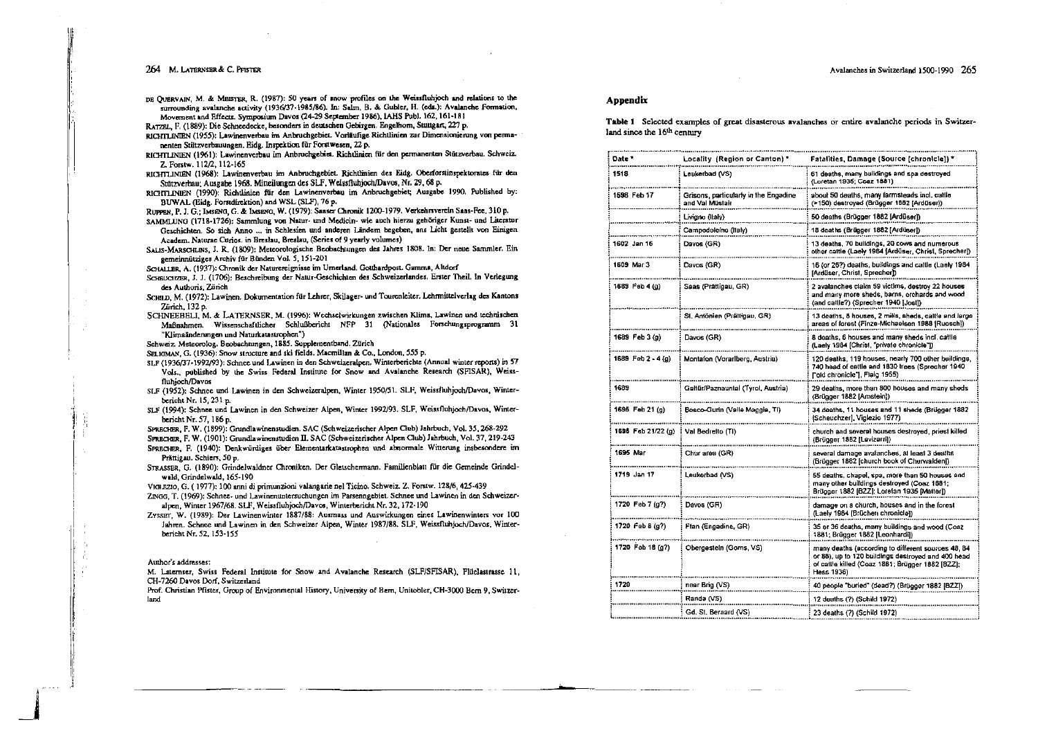DE QUERVAIN, M. & MEISTER, R. (1987): 50 years of snow profiles on the Weissfluhjoch and relations to the surrounding avalanche activity (1936/37-1985/86). In: Salm, B. & Gubler, H. (eds.): Avalanche Formation, Movement and Effects. Symposium Davos (24-29 September 1986). IAHS Publ. 162, 161-181

RATZEL, F. (1889): Die Schneedecke, besonders in deutschen Gebirgen. Engelhorn, Stuttgart, 227 p.

RICHTLINIEN (1955): Lawinenverbau im Anbruchgebiet. Vorläufige Richtlinien zur Dimensionierung von permanenten Stützverbauungen. Eidg. Inspektion für Forstwesen, 22 p.

RICHTLINIEN (1961): Lawinenverbau im Anbruchgebiet. Richtlinien für den permanenten Stützverbau. Schweiz. Z. Forstw. 112/2, 112-165

RICHTLINIEN (1968): Lawinenverbau im Anbruchgebiet. Richtlinien des Eidg. Oberforstinspektorates für den Stützverbau; Ausgabe 1968. Mitteilungen des SLF, Weissfluhjoch/Davos, Nr. 29, 68 p.

RICHTLINIEN (1990): Richtlinien für den Lawinenverbau im Anbruchgebiet; Ausgabe 1990. Published by: BUWAL (Eidg. Forstdirektion) and WSL (SLF), 76 p.

RUPPEN, P. J. G.; IMSENG, G. & IMSENG, W. (1979): Saaser Chronik 1200-1979. Verkehrsverein Saas-Fee, 310 p.

SAMMLUNG (1718-1726): Sammlung von Natur- und Medicin- wie auch hierzu gehöriger Kunst- und Literatur Geschichten. So sich Anno ... in Schlesien und anderen Ländern begeben, ans Licht gestellt von Einigen Academ. Naturae Curios. in Breslau, Breslau, (Series of 9 yearly volumes)

SALIS-MARSCHLINS, J. R. (1809): Meteorologische Beobachtungen des Jahres 1808. In: Der neue Sammler. Ein gemeinnütziges Archiv für Bünden Vol. 5, 151-201

SCHALLER, A. (1937): Chronik der Naturereignisse im Urnerland. Gotthardpost. Gamma, Altdorf

SCHEUCHZER, J. J. (1706): Beschreibung der Natur-Geschichten des Schweizerlandes. Erster Theil. In Verlegung des Authoris, Zürich

SCHILD, M. (1972): Lawinen. Dokumentation für Lehrer, Skilager- und Tourenleiter. Lehrmittelverlag des Kantons Zürich, 132 p.

SCHNEEBELI, M. & LATERNSER, M. (1996): Wechselwirkungen zwischen Klima, Lawinen und technischen Maßnahmen. Wissenschaftlicher Schlußbericht NFP 31 (Nationales Forschungsprogramm 31 "Klimaänderungen und Naturkatastrophen")

Schweiz. Meteorolog. Beobachtungen, 1885. Supplementband. Zürich

SELIGMAN, G. (1936): Snow structure and ski fields. Macmillan & Co., London, 555 p.

SLF (1936/37-1992/93): Schnee und Lawinen in den Schweizeralpen. Winterberichte (Annual winter reports) in 57 Vols., published by the Swiss Federal Institute for Snow and Avalanche Research (SFISAR), Weissfluhjoch/Davos

SLF (1952): Schnee und Lawinen in den Schweizeralpen, Winter 1950/51. SLF, Weissfluhjoch/Davos, Winterbericht Nr. 15, 231 p.

SLF (1994): Schnee und Lawinen in den Schweizer Alpen, Winter 1992/93. SLF, Weissfluhjoch/Davos, Winterbericht Nr. 57, 186 p.

SPRECHER, F. W. (1899): Grundlawinenstudien. SAC (Schweizerischer Alpen Club) Jahrbuch, Vol. 35, 268-292

SPRECHER, F. W. (1901): Grundlawinenstudien II. SAC (Schweizerischer Alpen Club) Jahrbuch, Vol. 37, 219-243

SPRECHER, F. (1940): Denkwürdiges über Elementarkatastrophen und abnormale Witterung insbesondere im Prättigau. Schiers, 50 p.

STRASSER, G. (1890): Grindelwaldner Chroniken. Der Gletschermann. Familienblatt für die Gemeinde Grindelwald, Grindelwald, 165-190

VIGLEZIO, G. (1977): 100 anni di primunzioni valangarie nel Ticino. Schweiz. Z. Forstw. 128/6, 425-439

ZINGG, T. (1969): Schnee- und Lawinenuntersuchungen im Parsenngebiet. Schnee und Lawinen in den Schweizeralpen, Winter 1967/68. SLF, Weissfluhjoch/Davos, Winterbericht Nr. 32, 172-190

ZYSSET, W. (1989): Der Lawinenwinter 1887/88: Ausmass und Auswirkungen eines Lawinenwinters vor 100 Jahren. Schnee und Lawinen in den Schweizer Alpen, Winter 1987/88. SLF, Weissfluhjoch/Davos, Winterbericht Nr. 52, 153-155

Author's addresses:

M. Laternser, Swiss Federal Institute for Snow and Avalanche Research (SLF/SFISAR), Flüelastrasse 11, CH-7260 Davos Dorf, Switzerland

Prof. Christian Pfister, Group of Environmental History, University of Bern, Unitobler, CH-3000 Bern 9, Switzerland

## Appendix

**Table 1** Selected examples of great disasterous avalanches or entire avalanche periods in Switzerland since the 16th century

| Date * | Locality (Region or Canton) * | Fatalities, Damage (Source [chronicle]) * |
|---|---|---|
| 1518 | Leukerbad (VS) | 61 deaths, many buildings and spa destroyed (Loretan 1936; Coaz 1881) |
| 1598 Feb 17 | Grisons, particularly in the Engadine and Val Müstair | about 50 deaths, many farmsteads incl. cattle (≈150) destroyed (Brügger 1882 [Ardüser]) |
| | Livigno (Italy) | 50 deaths (Brügger 1882 [Ardüser]) |
| | Campodolcino (Italy) | 18 deaths (Brügger 1882 [Ardüser]) |
| 1602 Jan 16 | Davos (GR) | 13 deaths, 70 buildings, 20 cows and numerous other cattle (Laely 1984 [Ardüser, Christ, Sprecher]) |
| 1609 Mar 3 | Davos (GR) | 16 (or 26?) deaths, buildings and cattle (Laely 1984 [Ardüser, Christ, Sprecher]) |
| 1689 Feb 4 (g) | Saas (Prättigau, GR) | 2 avalanches claim 59 victims, destroy 22 houses and many more sheds, barns, orchards and wood (and cattle?) (Sprecher 1940 [Jost]) |
| | St. Antönien (Prättigau, GR) | 13 deaths, 8 houses, 2 mills, sheds, cattle and large areas of forest (Finze-Michaelsen 1988 [Ruosch]) |
| 1689 Feb 3 (g) | Davos (GR) | 8 deaths, 6 houses and many sheds incl. cattle (Laely 1984 [Christ, "private chronicle"]) |
| 1689 Feb 2 - 4 (g) | Montafon (Vorarlberg, Austria) | 120 deaths, 119 houses, nearly 700 other buildings, 740 head of cattle and 1830 trees (Sprecher 1940 ["old chronicle"], Flaig 1955) |
| 1689 | Galtür/Paznauntal (Tyrol, Austria) | 29 deaths, more than 800 houses and many sheds (Brügger 1882 [Arnstein]) |
| 1695 Feb 21 (g) | Bosco-Gurin (Valle Maggia, TI) | 34 deaths, 11 houses and 11 sheds (Brügger 1882 [Scheuchzer], Viglezio 1977) |
| 1695 Feb 21/22 (g) | Val Bedretto (TI) | church and several houses destroyed, priest killed (Brügger 1882 [Lavizarri]) |
| 1695 Mar | Chur area (GR) | several damage avalanches, at least 3 deaths (Brügger 1882 [church book of Churwalden]) |
| 1719 Jan 17 | Leukerbad (VS) | 55 deaths, chapel, spa, more than 50 houses and many other buildings destroyed (Coaz 1881; Brügger 1882 [BZZ]; Loretan 1935 [Matter]) |
| 1720 Feb 7 (g?) | Davos (GR) | damage on a church, houses and in the forest (Laely 1984 [Brüchen chronicle]) |
| 1720 Feb 8 (g?) | Ftan (Engadine, GR) | 35 or 36 deaths, many buildings and wood (Coaz 1881; Brügger 1882 [Leonhardi]) |
| 1720 Feb 18 (g?) | Obergestein (Goms, VS) | many deaths (according to different sources 48, 84 or 88), up to 120 buildings destroyed and 400 head of cattle killed (Coaz 1881; Brügger 1882 [BZZ]; Hess 1936) |
| 1720 | near Brig (VS) | 40 people "buried" (dead?) (Brügger 1882 [BZZ]) |
| | Randa (VS) | 12 deaths (?) (Schild 1972) |
| | Gd. St. Bernard (VS) | 23 deaths (?) (Schild 1972) |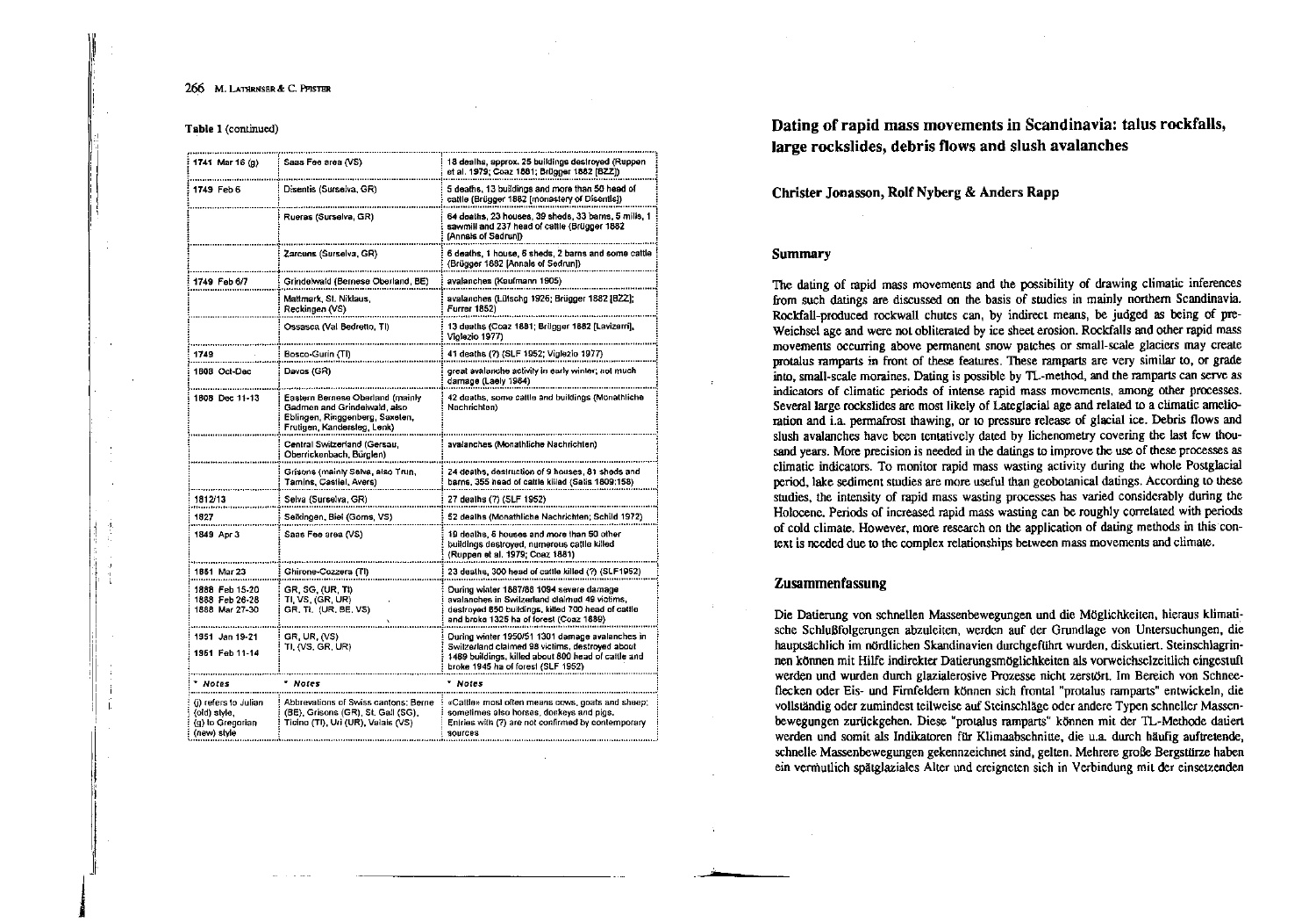**Table 1** (continued)

| | | |
|---|---|---|
| 1741 Mar 16 (g) | Saas Fee area (VS) | 18 deaths, approx. 25 buildings destroyed (Ruppen et al. 1979; Coaz 1881; Brügger 1882 [BZZ]) |
| 1749 Feb 6 | Disentis (Surselva, GR) | 5 deaths, 13 buildings and more than 50 head of cattle (Brügger 1882 [monastery of Disentis]) |
| | Rueras (Surselva, GR) | 64 deaths, 23 houses, 39 sheds, 33 barns, 5 mills, 1 sawmill and 237 head of cattle (Brügger 1882 [Annals of Sedrun]) |
| | Zarcens (Surselva, GR) | 6 deaths, 1 house, 6 sheds, 2 barns and some cattle (Brügger 1882 [Annals of Sedrun]) |
| 1749 Feb 6/7 | Grindelwald (Bernese Oberland, BE) | avalanches (Kaufmann 1905) |
| | Mattmark, St. Niklaus, Reckingen (VS) | avalanches (Lütschg 1926; Brügger 1882 [BZZ]; Furrer 1852) |
| | Ossasca (Val Bedretto, TI) | 13 deaths (Coaz 1881; Brügger 1882 [Lavizzari], Viglezio 1977) |
| 1749 | Bosco-Gurin (TI) | 41 deaths (?) (SLF 1952; Viglezio 1977) |
| 1808 Oct-Dec | Davos (GR) | great avalanche activity in early winter; not much damage (Laely 1984) |
| 1808 Dec 11-13 | Eastern Bernese Oberland (mainly Gadmen and Grindelwald, also Eblingen, Ringgenberg, Saxeten, Frutigen, Kandersteg, Lenk) | 42 deaths, some cattle and buildings (Monathliche Nachrichten) |
| | Central Switzerland (Gersau, Oberrickenbach, Bürglen) | avalanches (Monathliche Nachrichten) |
| | Grisons (mainly Selva, also Trun, Tamins, Castiel, Avers) | 24 deaths, destruction of 9 houses, 81 sheds and barns, 355 head of cattle killed (Salis 1809:158) |
| 1812/13 | Selva (Surselva, GR) | 27 deaths (?) (SLF 1952) |
| 1827 | Selkingen, Biel (Goms, VS) | 52 deaths (Monathliche Nachrichten; Schild 1972) |
| 1849 Apr 3 | Saas Fee area (VS) | 19 deaths, 6 houses and more than 50 other buildings destroyed, numerous cattle killed (Ruppen et al. 1979; Coaz 1881) |
| 1851 Mar 23 | Ghirone-Cozzera (TI) | 23 deaths, 300 head of cattle killed (?) (SLF1952) |
| 1888 Feb 15-20<br>1888 Feb 26-28<br>1888 Mar 27-30 | GR, SG, (UR, TI)<br>TI, VS, (GR, UR)<br>GR, TI, (UR, BE, VS) | During winter 1887/88 1094 severe damage avalanches in Switzerland claimed 49 victims, destroyed 850 buildings, killed 700 head of cattle and broke 1325 ha of forest (Coaz 1889) |
| 1951 Jan 19-21<br>1951 Feb 11-14 | GR, UR, (VS)<br>TI, (VS, GR, UR) | During winter 1950/51 1301 damage avalanches in Switzerland claimed 98 victims, destroyed about 1489 buildings, killed about 800 head of cattle and broke 1945 ha of forest (SLF 1952) |
| * *Notes* | * *Notes* | * *Notes* |
| (j) refers to Julian (old) style, (g) to Gregorian (new) style | Abbreviations of Swiss cantons: Berne (BE), Grisons (GR), St. Gall (SG), Ticino (TI), Uri (UR), Valais (VS) | «Cattle» most often means cows, goats and sheep; sometimes also horses, donkeys and pigs. Entries with (?) are not confirmed by contemporary sources |

# Dating of rapid mass movements in Scandinavia: talus rockfalls, large rockslides, debris flows and slush avalanches

**Christer Jonasson, Rolf Nyberg & Anders Rapp**

## Summary

The dating of rapid mass movements and the possibility of drawing climatic inferences from such datings are discussed on the basis of studies in mainly northern Scandinavia. Rockfall-produced rockwall chutes can, by indirect means, be judged as being of pre-Weichsel age and were not obliterated by ice sheet erosion. Rockfalls and other rapid mass movements occurring above permanent snow patches or small-scale glaciers may create protalus ramparts in front of these features. These ramparts are very similar to, or grade into, small-scale moraines. Dating is possible by TL-method, and the ramparts can serve as indicators of climatic periods of intense rapid mass movements, among other processes. Several large rockslides are most likely of Lateglacial age and related to a climatic amelioration and i.a. permafrost thawing, or to pressure release of glacial ice. Debris flows and slush avalanches have been tentatively dated by lichenometry covering the last few thousand years. More precision is needed in the datings to improve the use of these processes as climatic indicators. To monitor rapid mass wasting activity during the whole Postglacial period, lake sediment studies are more useful than geobotanical datings. According to these studies, the intensity of rapid mass wasting processes has varied considerably during the Holocene. Periods of increased rapid mass wasting can be roughly correlated with periods of cold climate. However, more research on the application of dating methods in this context is needed due to the complex relationships between mass movements and climate.

## Zusammenfassung

Die Datierung von schnellen Massenbewegungen und die Möglichkeiten, hieraus klimatische Schlußfolgerungen abzuleiten, werden auf der Grundlage von Untersuchungen, die hauptsächlich im nördlichen Skandinavien durchgeführt wurden, diskutiert. Steinschlagrinnen können mit Hilfe indirekter Datierungsmöglichkeiten als vorweichselzeitlich eingestuft werden und wurden durch glazialerosive Prozesse nicht zerstört. Im Bereich von Schneeflecken oder Eis- und Firnfeldern können sich frontal "protalus ramparts" entwickeln, die vollständig oder zumindest teilweise auf Steinschläge oder andere Typen schneller Massenbewegungen zurückgehen. Diese "protalus ramparts" können mit der TL-Methode datiert werden und somit als Indikatoren für Klimaabschnitte, die u.a. durch häufig auftretende, schnelle Massenbewegungen gekennzeichnet sind, gelten. Mehrere große Bergstürze haben ein vermutlich spätglaziales Alter und ereigneten sich in Verbindung mit der einsetzenden